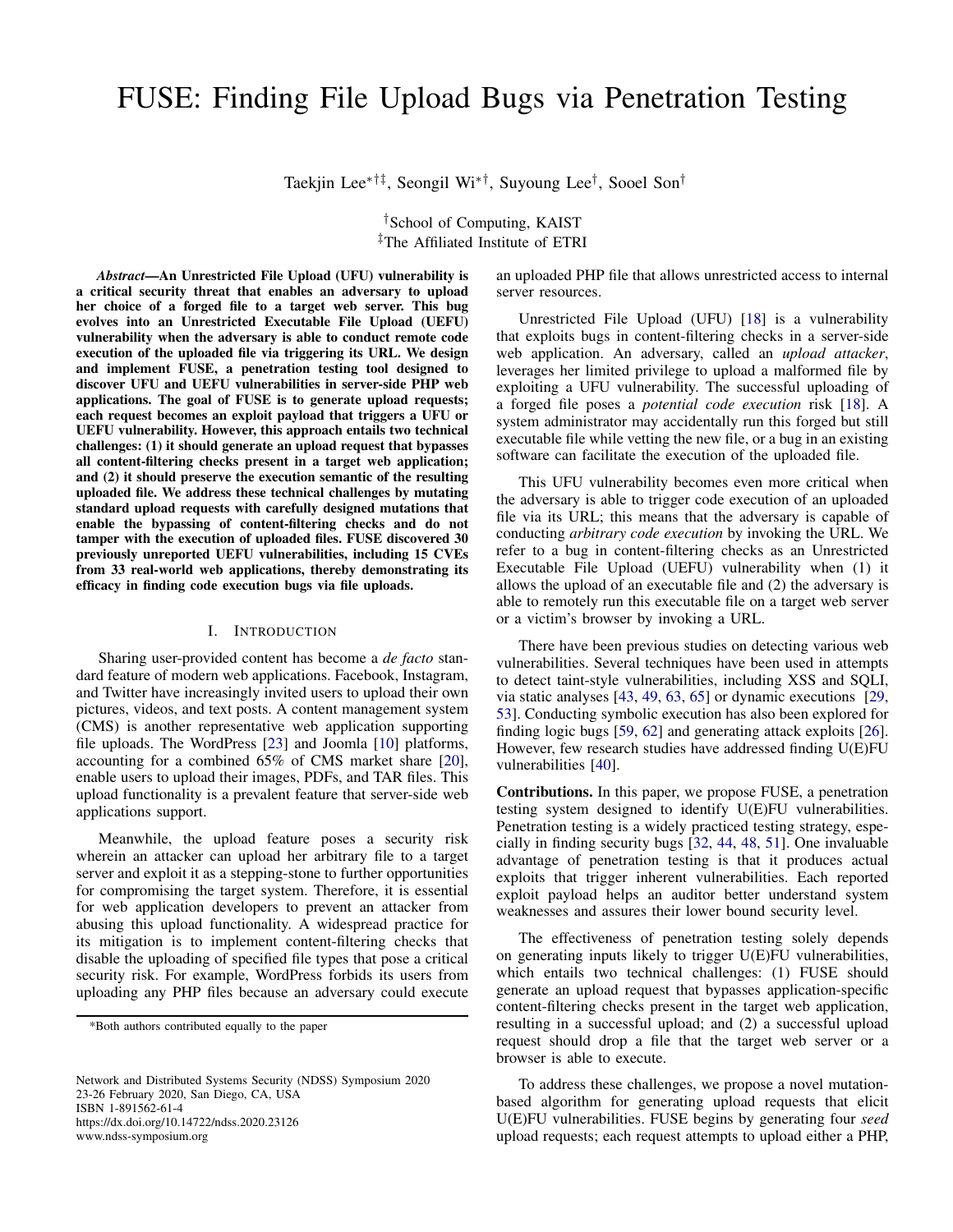# FUSE: Finding File Upload Bugs via Penetration Testing

Taekjin Lee[*†‡], Seongil Wi[*†], Suyoung Lee[†], Sooel Son[†]

[†]School of Computing, KAIST
[‡]The Affiliated Institute of ETRI

***Abstract*—An Unrestricted File Upload (UFU) vulnerability is a critical security threat that enables an adversary to upload her choice of a forged file to a target web server. This bug evolves into an Unrestricted Executable File Upload (UEFU) vulnerability when the adversary is able to conduct remote code execution of the uploaded file via triggering its URL. We design and implement FUSE, a penetration testing tool designed to discover UFU and UEFU vulnerabilities in server-side PHP web applications. The goal of FUSE is to generate upload requests; each request becomes an exploit payload that triggers a UFU or UEFU vulnerability. However, this approach entails two technical challenges: (1) it should generate an upload request that bypasses all content-filtering checks present in a target web application; and (2) it should preserve the execution semantic of the resulting uploaded file. We address these technical challenges by mutating standard upload requests with carefully designed mutations that enable the bypassing of content-filtering checks and do not tamper with the execution of uploaded files. FUSE discovered 30 previously unreported UEFU vulnerabilities, including 15 CVEs from 33 real-world web applications, thereby demonstrating its efficacy in finding code execution bugs via file uploads.**

## I. Introduction

Sharing user-provided content has become a *de facto* standard feature of modern web applications. Facebook, Instagram, and Twitter have increasingly invited users to upload their own pictures, videos, and text posts. A content management system (CMS) is another representative web application supporting file uploads. The WordPress [23] and Joomla [10] platforms, accounting for a combined 65% of CMS market share [20], enable users to upload their images, PDFs, and TAR files. This upload functionality is a prevalent feature that server-side web applications support.

Meanwhile, the upload feature poses a security risk wherein an attacker can upload her arbitrary file to a target server and exploit it as a stepping-stone to further opportunities for compromising the target system. Therefore, it is essential for web application developers to prevent an attacker from abusing this upload functionality. A widespread practice for its mitigation is to implement content-filtering checks that disable the uploading of specified file types that pose a critical security risk. For example, WordPress forbids its users from uploading any PHP files because an adversary could execute an uploaded PHP file that allows unrestricted access to internal server resources.

Unrestricted File Upload (UFU) [18] is a vulnerability that exploits bugs in content-filtering checks in a server-side web application. An adversary, called an *upload attacker*, leverages her limited privilege to upload a malformed file by exploiting a UFU vulnerability. The successful uploading of a forged file poses a *potential code execution* risk [18]. A system administrator may accidentally run this forged but still executable file while vetting the new file, or a bug in an existing software can facilitate the execution of the uploaded file.

This UFU vulnerability becomes even more critical when the adversary is able to trigger code execution of an uploaded file via its URL; this means that the adversary is capable of conducting *arbitrary code execution* by invoking the URL. We refer to a bug in content-filtering checks as an Unrestricted Executable File Upload (UEFU) vulnerability when (1) it allows the upload of an executable file and (2) the adversary is able to remotely run this executable file on a target web server or a victim's browser by invoking a URL.

There have been previous studies on detecting various web vulnerabilities. Several techniques have been used in attempts to detect taint-style vulnerabilities, including XSS and SQLI, via static analyses [43, 49, 63, 65] or dynamic executions [29, 53]. Conducting symbolic execution has also been explored for finding logic bugs [59, 62] and generating attack exploits [26]. However, few research studies have addressed finding U(E)FU vulnerabilities [40].

**Contributions.** In this paper, we propose FUSE, a penetration testing system designed to identify U(E)FU vulnerabilities. Penetration testing is a widely practiced testing strategy, especially in finding security bugs [32, 44, 48, 51]. One invaluable advantage of penetration testing is that it produces actual exploits that trigger inherent vulnerabilities. Each reported exploit payload helps an auditor better understand system weaknesses and assures their lower bound security level.

The effectiveness of penetration testing solely depends on generating inputs likely to trigger U(E)FU vulnerabilities, which entails two technical challenges: (1) FUSE should generate an upload request that bypasses application-specific content-filtering checks present in the target web application, resulting in a successful upload; and (2) a successful upload request should drop a file that the target web server or a browser is able to execute.

To address these challenges, we propose a novel mutation-based algorithm for generating upload requests that elicit U(E)FU vulnerabilities. FUSE begins by generating four *seed* upload requests; each request attempts to upload either a PHP,

*Both authors contributed equally to the paper

Network and Distributed Systems Security (NDSS) Symposium 2020
23-26 February 2020, San Diego, CA, USA
ISBN 1-891562-61-4
https://dx.doi.org/10.14722/ndss.2020.23126
www.ndss-symposium.org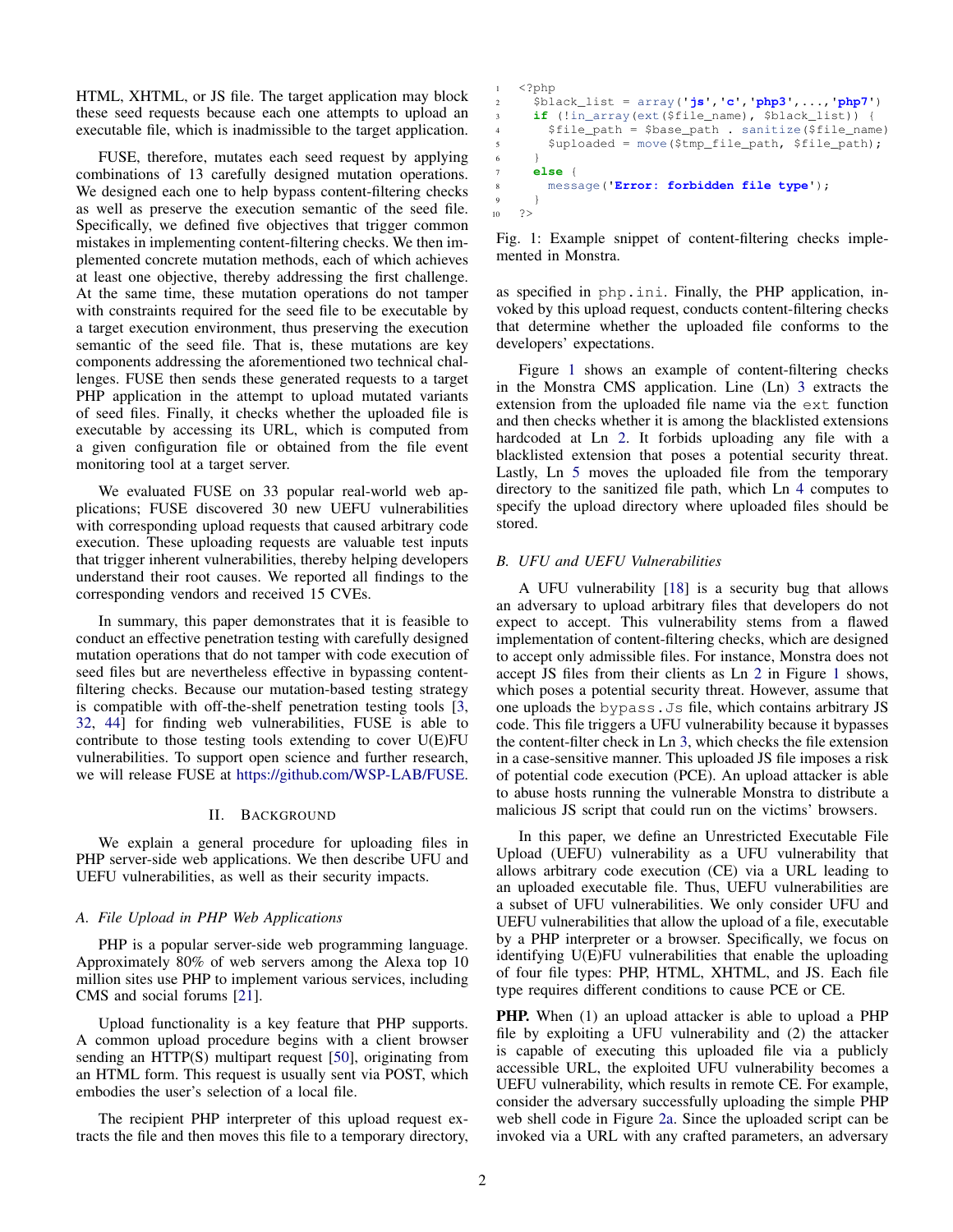HTML, XHTML, or JS file. The target application may block these seed requests because each one attempts to upload an executable file, which is inadmissible to the target application.

FUSE, therefore, mutates each seed request by applying combinations of 13 carefully designed mutation operations. We designed each one to help bypass content-filtering checks as well as preserve the execution semantic of the seed file. Specifically, we defined five objectives that trigger common mistakes in implementing content-filtering checks. We then implemented concrete mutation methods, each of which achieves at least one objective, thereby addressing the first challenge. At the same time, these mutation operations do not tamper with constraints required for the seed file to be executable by a target execution environment, thus preserving the execution semantic of the seed file. That is, these mutations are key components addressing the aforementioned two technical challenges. FUSE then sends these generated requests to a target PHP application in the attempt to upload mutated variants of seed files. Finally, it checks whether the uploaded file is executable by accessing its URL, which is computed from a given configuration file or obtained from the file event monitoring tool at a target server.

We evaluated FUSE on 33 popular real-world web applications; FUSE discovered 30 new UEFU vulnerabilities with corresponding upload requests that caused arbitrary code execution. These uploading requests are valuable test inputs that trigger inherent vulnerabilities, thereby helping developers understand their root causes. We reported all findings to the corresponding vendors and received 15 CVEs.

In summary, this paper demonstrates that it is feasible to conduct an effective penetration testing with carefully designed mutation operations that do not tamper with code execution of seed files but are nevertheless effective in bypassing content-filtering checks. Because our mutation-based testing strategy is compatible with off-the-shelf penetration testing tools [3, 32, 44] for finding web vulnerabilities, FUSE is able to contribute to those testing tools extending to cover U(E)FU vulnerabilities. To support open science and further research, we will release FUSE at https://github.com/WSP-LAB/FUSE.

## II. Background

We explain a general procedure for uploading files in PHP server-side web applications. We then describe UFU and UEFU vulnerabilities, as well as their security impacts.

### A. File Upload in PHP Web Applications

PHP is a popular server-side web programming language. Approximately 80% of web servers among the Alexa top 10 million sites use PHP to implement various services, including CMS and social forums [21].

Upload functionality is a key feature that PHP supports. A common upload procedure begins with a client browser sending an HTTP(S) multipart request [50], originating from an HTML form. This request is usually sent via POST, which embodies the user's selection of a local file.

The recipient PHP interpreter of this upload request extracts the file and then moves this file to a temporary directory, as specified in `php.ini`. Finally, the PHP application, invoked by this upload request, conducts content-filtering checks that determine whether the uploaded file conforms to the developers' expectations.

```php
<?php
  $black_list = array('js','c','php3',...,'php7')
  if (!in_array(ext($file_name), $black_list)) {
    $file_path = $base_path . sanitize($file_name)
    $uploaded = move($tmp_file_path, $file_path);
  }
  else {
    message('Error: forbidden file type');
  }
?>
```

Fig. 1: Example snippet of content-filtering checks implemented in Monstra.

Figure 1 shows an example of content-filtering checks in the Monstra CMS application. Line (Ln) 3 extracts the extension from the uploaded file name via the `ext` function and then checks whether it is among the blacklisted extensions hardcoded at Ln 2. It forbids uploading any file with a blacklisted extension that poses a potential security threat. Lastly, Ln 5 moves the uploaded file from the temporary directory to the sanitized file path, which Ln 4 computes to specify the upload directory where uploaded files should be stored.

### B. UFU and UEFU Vulnerabilities

A UFU vulnerability [18] is a security bug that allows an adversary to upload arbitrary files that developers do not expect to accept. This vulnerability stems from a flawed implementation of content-filtering checks, which are designed to accept only admissible files. For instance, Monstra does not accept JS files from their clients as Ln 2 in Figure 1 shows, which poses a potential security threat. However, assume that one uploads the `bypass.Js` file, which contains arbitrary JS code. This file triggers a UFU vulnerability because it bypasses the content-filter check in Ln 3, which checks the file extension in a case-sensitive manner. This uploaded JS file imposes a risk of potential code execution (PCE). An upload attacker is able to abuse hosts running the vulnerable Monstra to distribute a malicious JS script that could run on the victims' browsers.

In this paper, we define an Unrestricted Executable File Upload (UEFU) vulnerability as a UFU vulnerability that allows arbitrary code execution (CE) via a URL leading to an uploaded executable file. Thus, UEFU vulnerabilities are a subset of UFU vulnerabilities. We only consider UFU and UEFU vulnerabilities that allow the upload of a file, executable by a PHP interpreter or a browser. Specifically, we focus on identifying U(E)FU vulnerabilities that enable the uploading of four file types: PHP, HTML, XHTML, and JS. Each file type requires different conditions to cause PCE or CE.

**PHP.** When (1) an upload attacker is able to upload a PHP file by exploiting a UFU vulnerability and (2) the attacker is capable of executing this uploaded file via a publicly accessible URL, the exploited UFU vulnerability becomes a UEFU vulnerability, which results in remote CE. For example, consider the adversary successfully uploading the simple PHP web shell code in Figure 2a. Since the uploaded script can be invoked via a URL with any crafted parameters, an adversary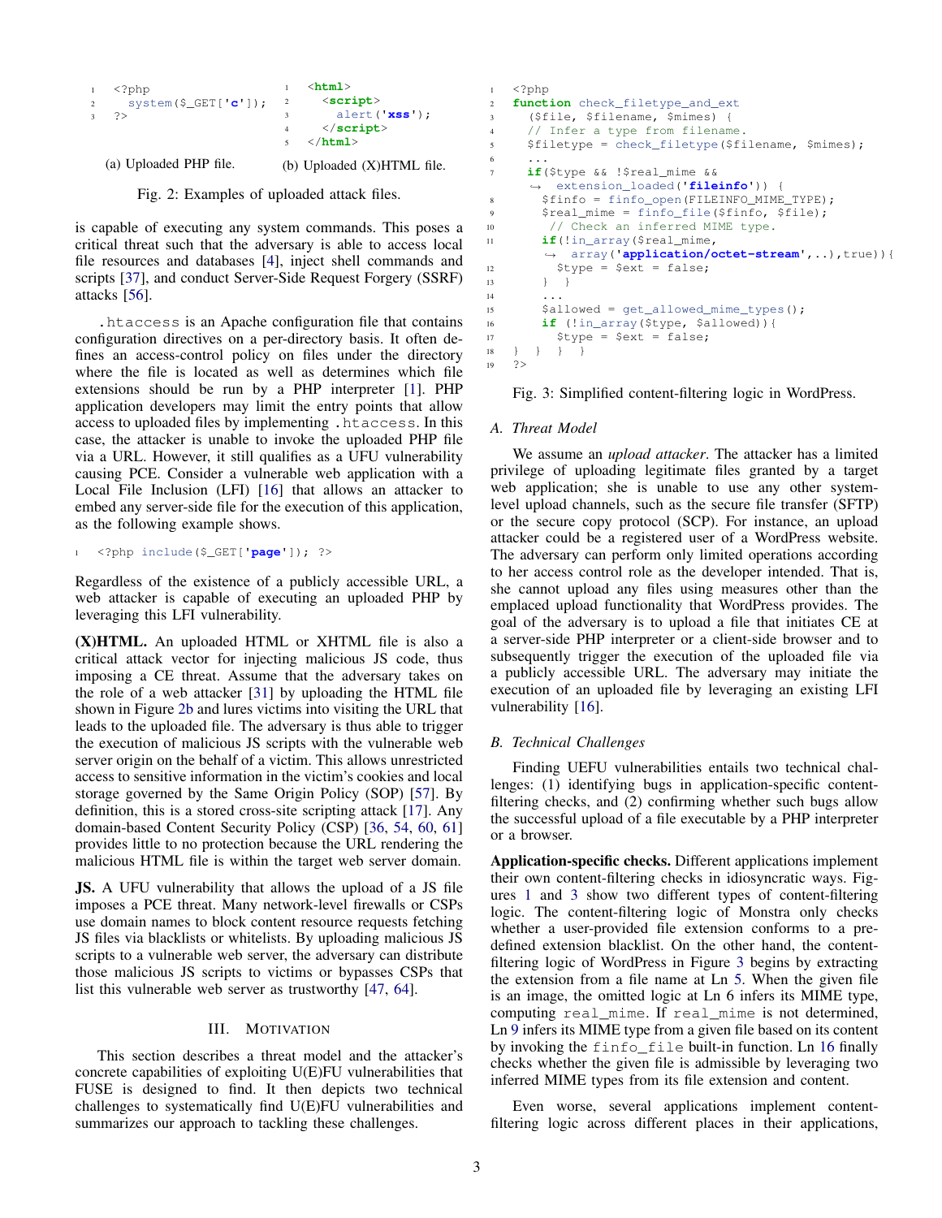```php
<?php
  system($_GET['c']);
?>
```

(a) Uploaded PHP file.

```html
<html>
  <script>
    alert('xss');
  </script>
</html>
```

(b) Uploaded (X)HTML file.

Fig. 2: Examples of uploaded attack files.

is capable of executing any system commands. This poses a critical threat such that the adversary is able to access local file resources and databases [4], inject shell commands and scripts [37], and conduct Server-Side Request Forgery (SSRF) attacks [56].

.htaccess is an Apache configuration file that contains configuration directives on a per-directory basis. It often defines an access-control policy on files under the directory where the file is located as well as determines which file extensions should be run by a PHP interpreter [1]. PHP application developers may limit the entry points that allow access to uploaded files by implementing .htaccess. In this case, the attacker is unable to invoke the uploaded PHP file via a URL. However, it still qualifies as a UFU vulnerability causing PCE. Consider a vulnerable web application with a Local File Inclusion (LFI) [16] that allows an attacker to embed any server-side file for the execution of this application, as the following example shows.

```php
<?php include($_GET['page']); ?>
```

Regardless of the existence of a publicly accessible URL, a web attacker is capable of executing an uploaded PHP by leveraging this LFI vulnerability.

**(X)HTML.** An uploaded HTML or XHTML file is also a critical attack vector for injecting malicious JS code, thus imposing a CE threat. Assume that the adversary takes on the role of a web attacker [31] by uploading the HTML file shown in Figure 2b and lures victims into visiting the URL that leads to the uploaded file. The adversary is thus able to trigger the execution of malicious JS scripts with the vulnerable web server origin on the behalf of a victim. This allows unrestricted access to sensitive information in the victim's cookies and local storage governed by the Same Origin Policy (SOP) [57]. By definition, this is a stored cross-site scripting attack [17]. Any domain-based Content Security Policy (CSP) [36, 54, 60, 61] provides little to no protection because the URL rendering the malicious HTML file is within the target web server domain.

**JS.** A UFU vulnerability that allows the upload of a JS file imposes a PCE threat. Many network-level firewalls or CSPs use domain names to block content resource requests fetching JS files via blacklists or whitelists. By uploading malicious JS scripts to a vulnerable web server, the adversary can distribute those malicious JS scripts to victims or bypasses CSPs that list this vulnerable web server as trustworthy [47, 64].

## III. Motivation

This section describes a threat model and the attacker's concrete capabilities of exploiting U(E)FU vulnerabilities that FUSE is designed to find. It then depicts two technical challenges to systematically find U(E)FU vulnerabilities and summarizes our approach to tackling these challenges.

```php
<?php
function check_filetype_and_ext
  ($file, $filename, $mimes) {
  // Infer a type from filename.
  $filetype = check_filetype($filename, $mimes);
  ...
  if($type && !$real_mime &&
    extension_loaded('fileinfo')) {
    $finfo = finfo_open(FILEINFO_MIME_TYPE);
    $real_mime = finfo_file($finfo, $file);
     // Check an inferred MIME type.
    if(!in_array($real_mime,
      array('application/octet-stream',..),true)){
      $type = $ext = false;
    } }
    ...
    $allowed = get_allowed_mime_types();
    if (!in_array($type, $allowed)){
      $type = $ext = false;
} } } }
?>
```

Fig. 3: Simplified content-filtering logic in WordPress.

### A. Threat Model

We assume an *upload attacker*. The attacker has a limited privilege of uploading legitimate files granted by a target web application; she is unable to use any other system-level upload channels, such as the secure file transfer (SFTP) or the secure copy protocol (SCP). For instance, an upload attacker could be a registered user of a WordPress website. The adversary can perform only limited operations according to her access control role as the developer intended. That is, she cannot upload any files using measures other than the emplaced upload functionality that WordPress provides. The goal of the adversary is to upload a file that initiates CE at a server-side PHP interpreter or a client-side browser and to subsequently trigger the execution of the uploaded file via a publicly accessible URL. The adversary may initiate the execution of an uploaded file by leveraging an existing LFI vulnerability [16].

### B. Technical Challenges

Finding UEFU vulnerabilities entails two technical challenges: (1) identifying bugs in application-specific content-filtering checks, and (2) confirming whether such bugs allow the successful upload of a file executable by a PHP interpreter or a browser.

**Application-specific checks.** Different applications implement their own content-filtering checks in idiosyncratic ways. Figures 1 and 3 show two different types of content-filtering logic. The content-filtering logic of Monstra only checks whether a user-provided file extension conforms to a predefined extension blacklist. On the other hand, the content-filtering logic of WordPress in Figure 3 begins by extracting the extension from a file name at Ln 5. When the given file is an image, the omitted logic at Ln 6 infers its MIME type, computing real_mime. If real_mime is not determined, Ln 9 infers its MIME type from a given file based on its content by invoking the finfo_file built-in function. Ln 16 finally checks whether the given file is admissible by leveraging two inferred MIME types from its file extension and content.

Even worse, several applications implement content-filtering logic across different places in their applications,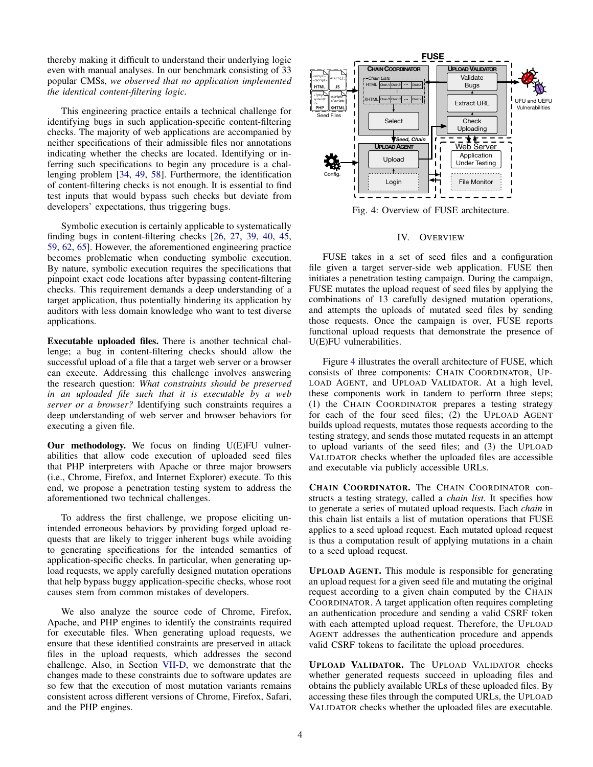thereby making it difficult to understand their underlying logic even with manual analyses. In our benchmark consisting of 33 popular CMSs, *we observed that no application implemented the identical content-filtering logic.*

This engineering practice entails a technical challenge for identifying bugs in such application-specific content-filtering checks. The majority of web applications are accompanied by neither specifications of their admissible files nor annotations indicating whether the checks are located. Identifying or inferring such specifications to begin any procedure is a challenging problem [34, 49, 58]. Furthermore, the identification of content-filtering checks is not enough. It is essential to find test inputs that would bypass such checks but deviate from developers' expectations, thus triggering bugs.

Symbolic execution is certainly applicable to systematically finding bugs in content-filtering checks [26, 27, 39, 40, 45, 59, 62, 65]. However, the aforementioned engineering practice becomes problematic when conducting symbolic execution. By nature, symbolic execution requires the specifications that pinpoint exact code locations after bypassing content-filtering checks. This requirement demands a deep understanding of a target application, thus potentially hindering its application by auditors with less domain knowledge who want to test diverse applications.

**Executable uploaded files.** There is another technical challenge; a bug in content-filtering checks should allow the successful upload of a file that a target web server or a browser can execute. Addressing this challenge involves answering the research question: *What constraints should be preserved in an uploaded file such that it is executable by a web server or a browser?* Identifying such constraints requires a deep understanding of web server and browser behaviors for executing a given file.

**Our methodology.** We focus on finding U(E)FU vulnerabilities that allow code execution of uploaded seed files that PHP interpreters with Apache or three major browsers (i.e., Chrome, Firefox, and Internet Explorer) execute. To this end, we propose a penetration testing system to address the aforementioned two technical challenges.

To address the first challenge, we propose eliciting unintended erroneous behaviors by providing forged upload requests that are likely to trigger inherent bugs while avoiding to generating specifications for the intended semantics of application-specific checks. In particular, when generating upload requests, we apply carefully designed mutation operations that help bypass buggy application-specific checks, whose root causes stem from common mistakes of developers.

We also analyze the source code of Chrome, Firefox, Apache, and PHP engines to identify the constraints required for executable files. When generating upload requests, we ensure that these identified constraints are preserved in attack files in the upload requests, which addresses the second challenge. Also, in Section VII-D, we demonstrate that the changes made to these constraints due to software updates are so few that the execution of most mutation variants remains consistent across different versions of Chrome, Firefox, Safari, and the PHP engines.

Fig. 4: Overview of FUSE architecture.

## IV. Overview

FUSE takes in a set of seed files and a configuration file given a target server-side web application. FUSE then initiates a penetration testing campaign. During the campaign, FUSE mutates the upload request of seed files by applying the combinations of 13 carefully designed mutation operations, and attempts the uploads of mutated seed files by sending those requests. Once the campaign is over, FUSE reports functional upload requests that demonstrate the presence of U(E)FU vulnerabilities.

Figure 4 illustrates the overall architecture of FUSE, which consists of three components: CHAIN COORDINATOR, UPLOAD AGENT, and UPLOAD VALIDATOR. At a high level, these components work in tandem to perform three steps; (1) the CHAIN COORDINATOR prepares a testing strategy for each of the four seed files; (2) the UPLOAD AGENT builds upload requests, mutates those requests according to the testing strategy, and sends those mutated requests in an attempt to upload variants of the seed files; and (3) the UPLOAD VALIDATOR checks whether the uploaded files are accessible and executable via publicly accessible URLs.

**CHAIN COORDINATOR.** The CHAIN COORDINATOR constructs a testing strategy, called a *chain list*. It specifies how to generate a series of mutated upload requests. Each *chain* in this chain list entails a list of mutation operations that FUSE applies to a seed upload request. Each mutated upload request is thus a computation result of applying mutations in a chain to a seed upload request.

**UPLOAD AGENT.** This module is responsible for generating an upload request for a given seed file and mutating the original request according to a given chain computed by the CHAIN COORDINATOR. A target application often requires completing an authentication procedure and sending a valid CSRF token with each attempted upload request. Therefore, the UPLOAD AGENT addresses the authentication procedure and appends valid CSRF tokens to facilitate the upload procedures.

**UPLOAD VALIDATOR.** The UPLOAD VALIDATOR checks whether generated requests succeed in uploading files and obtains the publicly available URLs of these uploaded files. By accessing these files through the computed URLs, the UPLOAD VALIDATOR checks whether the uploaded files are executable.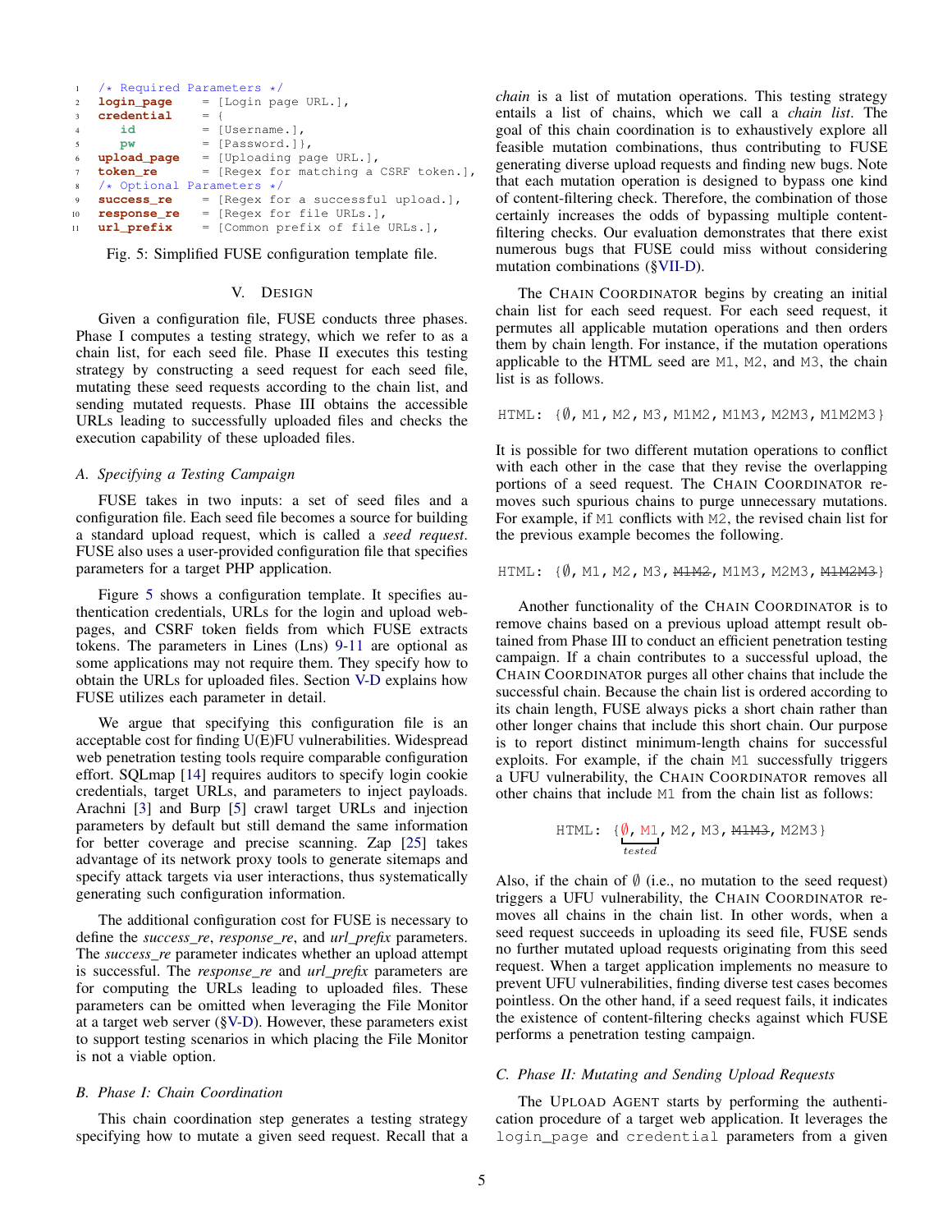```
1   /* Required Parameters */
2   login_page     = [Login page URL.],
3   credential     = {
4       id         = [Username.],
5       pw         = [Password.]},
6   upload_page    = [Uploading page URL.],
7   token_re       = [Regex for matching a CSRF token.],
8   /* Optional Parameters */
9   success_re     = [Regex for a successful upload.],
10  response_re    = [Regex for file URLs.],
11  url_prefix     = [Common prefix of file URLs.],
```

Fig. 5: Simplified FUSE configuration template file.

## V. Design

Given a configuration file, FUSE conducts three phases. Phase I computes a testing strategy, which we refer to as a chain list, for each seed file. Phase II executes this testing strategy by constructing a seed request for each seed file, mutating these seed requests according to the chain list, and sending mutated requests. Phase III obtains the accessible URLs leading to successfully uploaded files and checks the execution capability of these uploaded files.

### A. Specifying a Testing Campaign

FUSE takes in two inputs: a set of seed files and a configuration file. Each seed file becomes a source for building a standard upload request, which is called a *seed request*. FUSE also uses a user-provided configuration file that specifies parameters for a target PHP application.

Figure 5 shows a configuration template. It specifies authentication credentials, URLs for the login and upload webpages, and CSRF token fields from which FUSE extracts tokens. The parameters in Lines (Lns) 9-11 are optional as some applications may not require them. They specify how to obtain the URLs for uploaded files. Section V-D explains how FUSE utilizes each parameter in detail.

We argue that specifying this configuration file is an acceptable cost for finding U(E)FU vulnerabilities. Widespread web penetration testing tools require comparable configuration effort. SQLmap [14] requires auditors to specify login cookie credentials, target URLs, and parameters to inject payloads. Arachni [3] and Burp [5] crawl target URLs and injection parameters by default but still demand the same information for better coverage and precise scanning. Zap [25] takes advantage of its network proxy tools to generate sitemaps and specify attack targets via user interactions, thus systematically generating such configuration information.

The additional configuration cost for FUSE is necessary to define the *success_re*, *response_re*, and *url_prefix* parameters. The *success_re* parameter indicates whether an upload attempt is successful. The *response_re* and *url_prefix* parameters are for computing the URLs leading to uploaded files. These parameters can be omitted when leveraging the File Monitor at a target web server (§V-D). However, these parameters exist to support testing scenarios in which placing the File Monitor is not a viable option.

### B. Phase I: Chain Coordination

This chain coordination step generates a testing strategy specifying how to mutate a given seed request. Recall that a *chain* is a list of mutation operations. This testing strategy entails a list of chains, which we call a *chain list*. The goal of this chain coordination is to exhaustively explore all feasible mutation combinations, thus contributing to FUSE generating diverse upload requests and finding new bugs. Note that each mutation operation is designed to bypass one kind of content-filtering check. Therefore, the combination of those certainly increases the odds of bypassing multiple content-filtering checks. Our evaluation demonstrates that there exist numerous bugs that FUSE could miss without considering mutation combinations (§VII-D).

The Chain Coordinator begins by creating an initial chain list for each seed request. For each seed request, it permutes all applicable mutation operations and then orders them by chain length. For instance, if the mutation operations applicable to the HTML seed are M1, M2, and M3, the chain list is as follows.

HTML: {∅, M1, M2, M3, M1M2, M1M3, M2M3, M1M2M3}

It is possible for two different mutation operations to conflict with each other in the case that they revise the overlapping portions of a seed request. The Chain Coordinator removes such spurious chains to purge unnecessary mutations. For example, if M1 conflicts with M2, the revised chain list for the previous example becomes the following.

HTML: {∅, M1, M2, M3, ~~M1M2~~, M1M3, M2M3, ~~M1M2M3~~}

Another functionality of the Chain Coordinator is to remove chains based on a previous upload attempt result obtained from Phase III to conduct an efficient penetration testing campaign. If a chain contributes to a successful upload, the Chain Coordinator purges all other chains that include the successful chain. Because the chain list is ordered according to its chain length, FUSE always picks a short chain rather than other longer chains that include this short chain. Our purpose is to report distinct minimum-length chains for successful exploits. For example, if the chain M1 successfully triggers a UFU vulnerability, the Chain Coordinator removes all other chains that include M1 from the chain list as follows:

HTML: {∅, M1 (tested), M2, M3, ~~M1M3~~, M2M3}

Also, if the chain of ∅ (i.e., no mutation to the seed request) triggers a UFU vulnerability, the Chain Coordinator removes all chains in the chain list. In other words, when a seed request succeeds in uploading its seed file, FUSE sends no further mutated upload requests originating from this seed request. When a target application implements no measure to prevent UFU vulnerabilities, finding diverse test cases becomes pointless. On the other hand, if a seed request fails, it indicates the existence of content-filtering checks against which FUSE performs a penetration testing campaign.

### C. Phase II: Mutating and Sending Upload Requests

The Upload Agent starts by performing the authentication procedure of a target web application. It leverages the `login_page` and `credential` parameters from a given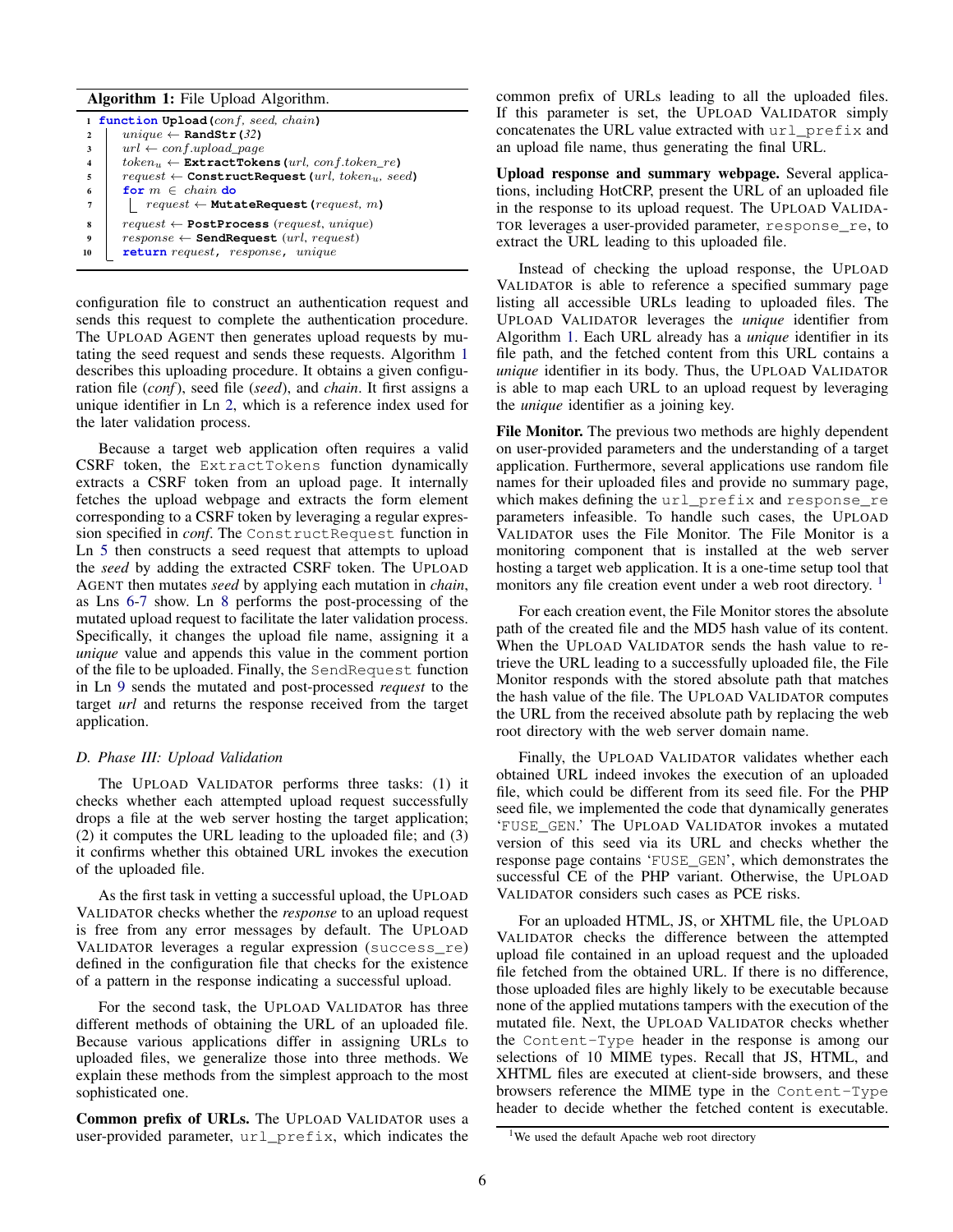**Algorithm 1:** File Upload Algorithm.

```
1  function Upload(conf, seed, chain)
2      unique ← RandStr(32)
3      url ← conf.upload_page
4      token_u ← ExtractTokens(url, conf.token_re)
5      request ← ConstructRequest(url, token_u, seed)
6      for m ∈ chain do
7          request ← MutateRequest(request, m)
8      request ← PostProcess(request, unique)
9      response ← SendRequest(url, request)
10     return request, response, unique
```

configuration file to construct an authentication request and sends this request to complete the authentication procedure. The Upload Agent then generates upload requests by mutating the seed request and sends these requests. Algorithm 1 describes this uploading procedure. It obtains a given configuration file (*conf*), seed file (*seed*), and *chain*. It first assigns a unique identifier in Ln 2, which is a reference index used for the later validation process.

Because a target web application often requires a valid CSRF token, the `ExtractTokens` function dynamically extracts a CSRF token from an upload page. It internally fetches the upload webpage and extracts the form element corresponding to a CSRF token by leveraging a regular expression specified in *conf*. The `ConstructRequest` function in Ln 5 then constructs a seed request that attempts to upload the *seed* by adding the extracted CSRF token. The Upload Agent then mutates *seed* by applying each mutation in *chain*, as Lns 6-7 show. Ln 8 performs the post-processing of the mutated upload request to facilitate the later validation process. Specifically, it changes the upload file name, assigning it a *unique* value and appends this value in the comment portion of the file to be uploaded. Finally, the `SendRequest` function in Ln 9 sends the mutated and post-processed *request* to the target *url* and returns the response received from the target application.

### D. Phase III: Upload Validation

The Upload Validator performs three tasks: (1) it checks whether each attempted upload request successfully drops a file at the web server hosting the target application; (2) it computes the URL leading to the uploaded file; and (3) it confirms whether this obtained URL invokes the execution of the uploaded file.

As the first task in vetting a successful upload, the Upload Validator checks whether the *response* to an upload request is free from any error messages by default. The Upload Validator leverages a regular expression (`success_re`) defined in the configuration file that checks for the existence of a pattern in the response indicating a successful upload.

For the second task, the Upload Validator has three different methods of obtaining the URL of an uploaded file. Because various applications differ in assigning URLs to uploaded files, we generalize those into three methods. We explain these methods from the simplest approach to the most sophisticated one.

**Common prefix of URLs.** The Upload Validator uses a user-provided parameter, `url_prefix`, which indicates the common prefix of URLs leading to all the uploaded files. If this parameter is set, the Upload Validator simply concatenates the URL value extracted with `url_prefix` and an upload file name, thus generating the final URL.

**Upload response and summary webpage.** Several applications, including HotCRP, present the URL of an uploaded file in the response to its upload request. The Upload Validator leverages a user-provided parameter, `response_re`, to extract the URL leading to this uploaded file.

Instead of checking the upload response, the Upload Validator is able to reference a specified summary page listing all accessible URLs leading to uploaded files. The Upload Validator leverages the *unique* identifier from Algorithm 1. Each URL already has a *unique* identifier in its file path, and the fetched content from this URL contains a *unique* identifier in its body. Thus, the Upload Validator is able to map each URL to an upload request by leveraging the *unique* identifier as a joining key.

**File Monitor.** The previous two methods are highly dependent on user-provided parameters and the understanding of a target application. Furthermore, several applications use random file names for their uploaded files and provide no summary page, which makes defining the `url_prefix` and `response_re` parameters infeasible. To handle such cases, the Upload Validator uses the File Monitor. The File Monitor is a monitoring component that is installed at the web server hosting a target web application. It is a one-time setup tool that monitors any file creation event under a web root directory. [1]

For each creation event, the File Monitor stores the absolute path of the created file and the MD5 hash value of its content. When the Upload Validator sends the hash value to retrieve the URL leading to a successfully uploaded file, the File Monitor responds with the stored absolute path that matches the hash value of the file. The Upload Validator computes the URL from the received absolute path by replacing the web root directory with the web server domain name.

Finally, the Upload Validator validates whether each obtained URL indeed invokes the execution of an uploaded file, which could be different from its seed file. For the PHP seed file, we implemented the code that dynamically generates '`FUSE_GEN`.' The Upload Validator invokes a mutated version of this seed via its URL and checks whether the response page contains '`FUSE_GEN`', which demonstrates the successful CE of the PHP variant. Otherwise, the Upload Validator considers such cases as PCE risks.

For an uploaded HTML, JS, or XHTML file, the Upload Validator checks the difference between the attempted upload file contained in an upload request and the uploaded file fetched from the obtained URL. If there is no difference, those uploaded files are highly likely to be executable because none of the applied mutations tampers with the execution of the mutated file. Next, the Upload Validator checks whether the `Content-Type` header in the response is among our selections of 10 MIME types. Recall that JS, HTML, and XHTML files are executed at client-side browsers, and these browsers reference the MIME type in the `Content-Type` header to decide whether the fetched content is executable.

[1] We used the default Apache web root directory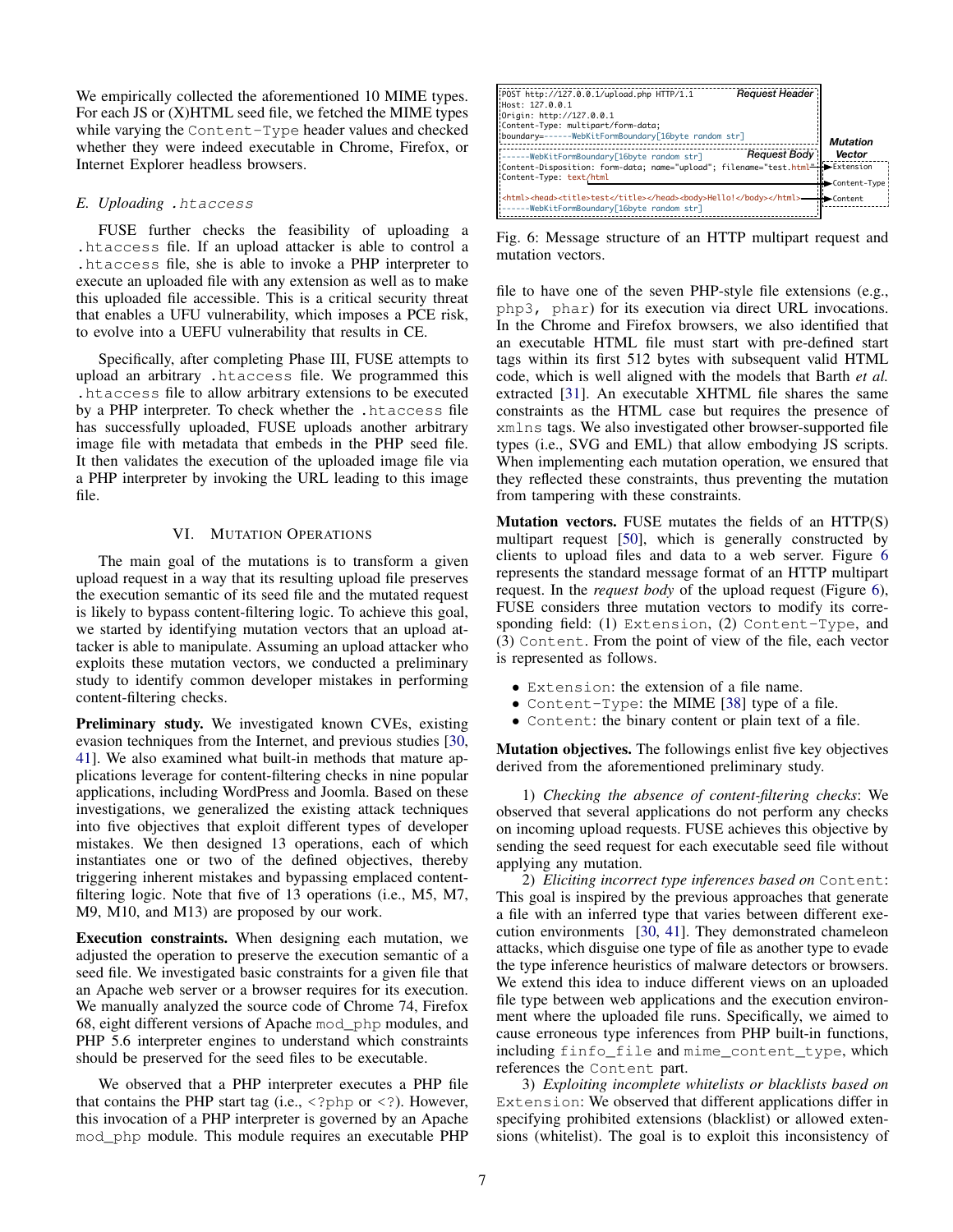We empirically collected the aforementioned 10 MIME types. For each JS or (X)HTML seed file, we fetched the MIME types while varying the `Content-Type` header values and checked whether they were indeed executable in Chrome, Firefox, or Internet Explorer headless browsers.

### *E. Uploading .htaccess*

FUSE further checks the feasibility of uploading a `.htaccess` file. If an upload attacker is able to control a `.htaccess` file, she is able to invoke a PHP interpreter to execute an uploaded file with any extension as well as to make this uploaded file accessible. This is a critical security threat that enables a UFU vulnerability, which imposes a PCE risk, to evolve into a UEFU vulnerability that results in CE.

Specifically, after completing Phase III, FUSE attempts to upload an arbitrary `.htaccess` file. We programmed this `.htaccess` file to allow arbitrary extensions to be executed by a PHP interpreter. To check whether the `.htaccess` file has successfully uploaded, FUSE uploads another arbitrary image file with metadata that embeds in the PHP seed file. It then validates the execution of the uploaded image file via a PHP interpreter by invoking the URL leading to this image file.

## VI. Mutation Operations

The main goal of the mutations is to transform a given upload request in a way that its resulting upload file preserves the execution semantic of its seed file and the mutated request is likely to bypass content-filtering logic. To achieve this goal, we started by identifying mutation vectors that an upload attacker is able to manipulate. Assuming an upload attacker who exploits these mutation vectors, we conducted a preliminary study to identify common developer mistakes in performing content-filtering checks.

**Preliminary study.** We investigated known CVEs, existing evasion techniques from the Internet, and previous studies [30, 41]. We also examined what built-in methods that mature applications leverage for content-filtering checks in nine popular applications, including WordPress and Joomla. Based on these investigations, we generalized the existing attack techniques into five objectives that exploit different types of developer mistakes. We then designed 13 operations, each of which instantiates one or two of the defined objectives, thereby triggering inherent mistakes and bypassing emplaced content-filtering logic. Note that five of 13 operations (i.e., M5, M7, M9, M10, and M13) are proposed by our work.

**Execution constraints.** When designing each mutation, we adjusted the operation to preserve the execution semantic of a seed file. We investigated basic constraints for a given file that an Apache web server or a browser requires for its execution. We manually analyzed the source code of Chrome 74, Firefox 68, eight different versions of Apache `mod_php` modules, and PHP 5.6 interpreter engines to understand which constraints should be preserved for the seed files to be executable.

We observed that a PHP interpreter executes a PHP file that contains the PHP start tag (i.e., `<?php` or `<?`). However, this invocation of a PHP interpreter is governed by an Apache `mod_php` module. This module requires an executable PHP file to have one of the seven PHP-style file extensions (e.g., `php3`, `phar`) for its execution via direct URL invocations. In the Chrome and Firefox browsers, we also identified that an executable HTML file must start with pre-defined start tags within its first 512 bytes with subsequent valid HTML code, which is well aligned with the models that Barth *et al.* extracted [31]. An executable XHTML file shares the same constraints as the HTML case but requires the presence of `xmlns` tags. We also investigated other browser-supported file types (i.e., SVG and EML) that allow embodying JS scripts. When implementing each mutation operation, we ensured that they reflected these constraints, thus preventing the mutation from tampering with these constraints.

```
POST http://127.0.0.1/upload.php HTTP/1.1                        Request Header
Host: 127.0.0.1
Origin: http://127.0.0.1
Content-Type: multipart/form-data;
boundary=------WebKitFormBoundary[16byte random str]
                                                                   Mutation
------WebKitFormBoundary[16byte random str]          Request Body  Vector
Content-Disposition: form-data; name="upload"; filename="test.html" --> Extension
Content-Type: text/html                                             --> Content-Type

<html><head><title>test</title></head><body>Hello!</body></html>   --> Content
------WebKitFormBoundary[16byte random str]
```

Fig. 6: Message structure of an HTTP multipart request and mutation vectors.

**Mutation vectors.** FUSE mutates the fields of an HTTP(S) multipart request [50], which is generally constructed by clients to upload files and data to a web server. Figure 6 represents the standard message format of an HTTP multipart request. In the *request body* of the upload request (Figure 6), FUSE considers three mutation vectors to modify its corresponding field: (1) `Extension`, (2) `Content-Type`, and (3) `Content`. From the point of view of the file, each vector is represented as follows.

- `Extension`: the extension of a file name.
- `Content-Type`: the MIME [38] type of a file.
- `Content`: the binary content or plain text of a file.

**Mutation objectives.** The followings enlist five key objectives derived from the aforementioned preliminary study.

1) *Checking the absence of content-filtering checks*: We observed that several applications do not perform any checks on incoming upload requests. FUSE achieves this objective by sending the seed request for each executable seed file without applying any mutation.

2) *Eliciting incorrect type inferences based on* `Content`: This goal is inspired by the previous approaches that generate a file with an inferred type that varies between different execution environments [30, 41]. They demonstrated chameleon attacks, which disguise one type of file as another type to evade the type inference heuristics of malware detectors or browsers. We extend this idea to induce different views on an uploaded file type between web applications and the execution environment where the uploaded file runs. Specifically, we aimed to cause erroneous type inferences from PHP built-in functions, including `finfo_file` and `mime_content_type`, which references the `Content` part.

3) *Exploiting incomplete whitelists or blacklists based on* `Extension`: We observed that different applications differ in specifying prohibited extensions (blacklist) or allowed extensions (whitelist). The goal is to exploit this inconsistency of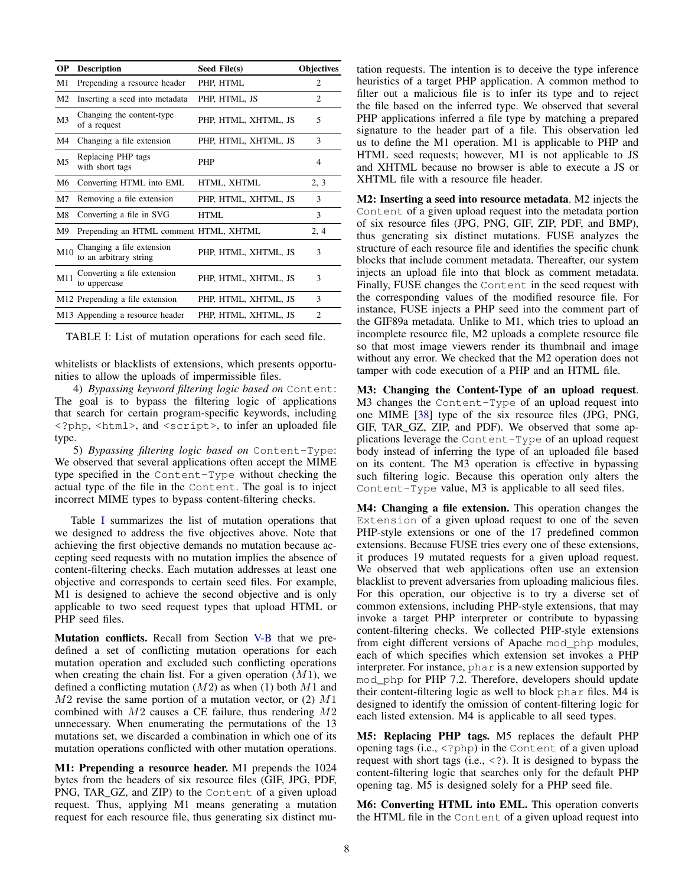| OP | Description | Seed File(s) | Objectives |
|---|---|---|---|
| M1 | Prepending a resource header | PHP, HTML | 2 |
| M2 | Inserting a seed into metadata | PHP, HTML, JS | 2 |
| M3 | Changing the content-type of a request | PHP, HTML, XHTML, JS | 5 |
| M4 | Changing a file extension | PHP, HTML, XHTML, JS | 3 |
| M5 | Replacing PHP tags with short tags | PHP | 4 |
| M6 | Converting HTML into EML | HTML, XHTML | 2, 3 |
| M7 | Removing a file extension | PHP, HTML, XHTML, JS | 3 |
| M8 | Converting a file in SVG | HTML | 3 |
| M9 | Prepending an HTML comment | HTML, XHTML | 2, 4 |
| M10 | Changing a file extension to an arbitrary string | PHP, HTML, XHTML, JS | 3 |
| M11 | Converting a file extension to uppercase | PHP, HTML, XHTML, JS | 3 |
| M12 | Prepending a file extension | PHP, HTML, XHTML, JS | 3 |
| M13 | Appending a resource header | PHP, HTML, XHTML, JS | 2 |

TABLE I: List of mutation operations for each seed file.

whitelists or blacklists of extensions, which presents opportunities to allow the uploads of impermissible files.

4) *Bypassing keyword filtering logic based on* `Content`: The goal is to bypass the filtering logic of applications that search for certain program-specific keywords, including `<?php`, `<html>`, and `<script>`, to infer an uploaded file type.

5) *Bypassing filtering logic based on* `Content-Type`: We observed that several applications often accept the MIME type specified in the `Content-Type` without checking the actual type of the file in the `Content`. The goal is to inject incorrect MIME types to bypass content-filtering checks.

Table I summarizes the list of mutation operations that we designed to address the five objectives above. Note that achieving the first objective demands no mutation because accepting seed requests with no mutation implies the absence of content-filtering checks. Each mutation addresses at least one objective and corresponds to certain seed files. For example, M1 is designed to achieve the second objective and is only applicable to two seed request types that upload HTML or PHP seed files.

**Mutation conflicts.** Recall from Section V-B that we predefined a set of conflicting mutation operations for each mutation operation and excluded such conflicting operations when creating the chain list. For a given operation ($M1$), we defined a conflicting mutation ($M2$) as when (1) both $M1$ and $M2$ revise the same portion of a mutation vector, or (2) $M1$ combined with $M2$ causes a CE failure, thus rendering $M2$ unnecessary. When enumerating the permutations of the 13 mutations set, we discarded a combination in which one of its mutation operations conflicted with other mutation operations.

**M1: Prepending a resource header.** M1 prepends the 1024 bytes from the headers of six resource files (GIF, JPG, PDF, PNG, TAR_GZ, and ZIP) to the `Content` of a given upload request. Thus, applying M1 means generating a mutation request for each resource file, thus generating six distinct mutation requests. The intention is to deceive the type inference heuristics of a target PHP application. A common method to filter out a malicious file is to infer its type and to reject the file based on the inferred type. We observed that several PHP applications inferred a file type by matching a prepared signature to the header part of a file. This observation led us to define the M1 operation. M1 is applicable to PHP and HTML seed requests; however, M1 is not applicable to JS and XHTML because no browser is able to execute a JS or XHTML file with a resource file header.

**M2: Inserting a seed into resource metadata**. M2 injects the `Content` of a given upload request into the metadata portion of six resource files (JPG, PNG, GIF, ZIP, PDF, and BMP), thus generating six distinct mutations. FUSE analyzes the structure of each resource file and identifies the specific chunk blocks that include comment metadata. Thereafter, our system injects an upload file into that block as comment metadata. Finally, FUSE changes the `Content` in the seed request with the corresponding values of the modified resource file. For instance, FUSE injects a PHP seed into the comment part of the GIF89a metadata. Unlike to M1, which tries to upload an incomplete resource file, M2 uploads a complete resource file so that most image viewers render its thumbnail and image without any error. We checked that the M2 operation does not tamper with code execution of a PHP and an HTML file.

**M3: Changing the Content-Type of an upload request**. M3 changes the `Content-Type` of an upload request into one MIME [38] type of the six resource files (JPG, PNG, GIF, TAR_GZ, ZIP, and PDF). We observed that some applications leverage the `Content-Type` of an upload request body instead of inferring the type of an uploaded file based on its content. The M3 operation is effective in bypassing such filtering logic. Because this operation only alters the `Content-Type` value, M3 is applicable to all seed files.

**M4: Changing a file extension.** This operation changes the `Extension` of a given upload request to one of the seven PHP-style extensions or one of the 17 predefined common extensions. Because FUSE tries every one of these extensions, it produces 19 mutated requests for a given upload request. We observed that web applications often use an extension blacklist to prevent adversaries from uploading malicious files. For this operation, our objective is to try a diverse set of common extensions, including PHP-style extensions, that may invoke a target PHP interpreter or contribute to bypassing content-filtering checks. We collected PHP-style extensions from eight different versions of Apache `mod_php` modules, each of which specifies which extension set invokes a PHP interpreter. For instance, `phar` is a new extension supported by `mod_php` for PHP 7.2. Therefore, developers should update their content-filtering logic as well to block `phar` files. M4 is designed to identify the omission of content-filtering logic for each listed extension. M4 is applicable to all seed types.

**M5: Replacing PHP tags.** M5 replaces the default PHP opening tags (i.e., `<?php`) in the `Content` of a given upload request with short tags (i.e., `<?`). It is designed to bypass the content-filtering logic that searches only for the default PHP opening tag. M5 is designed solely for a PHP seed file.

**M6: Converting HTML into EML.** This operation converts the HTML file in the `Content` of a given upload request into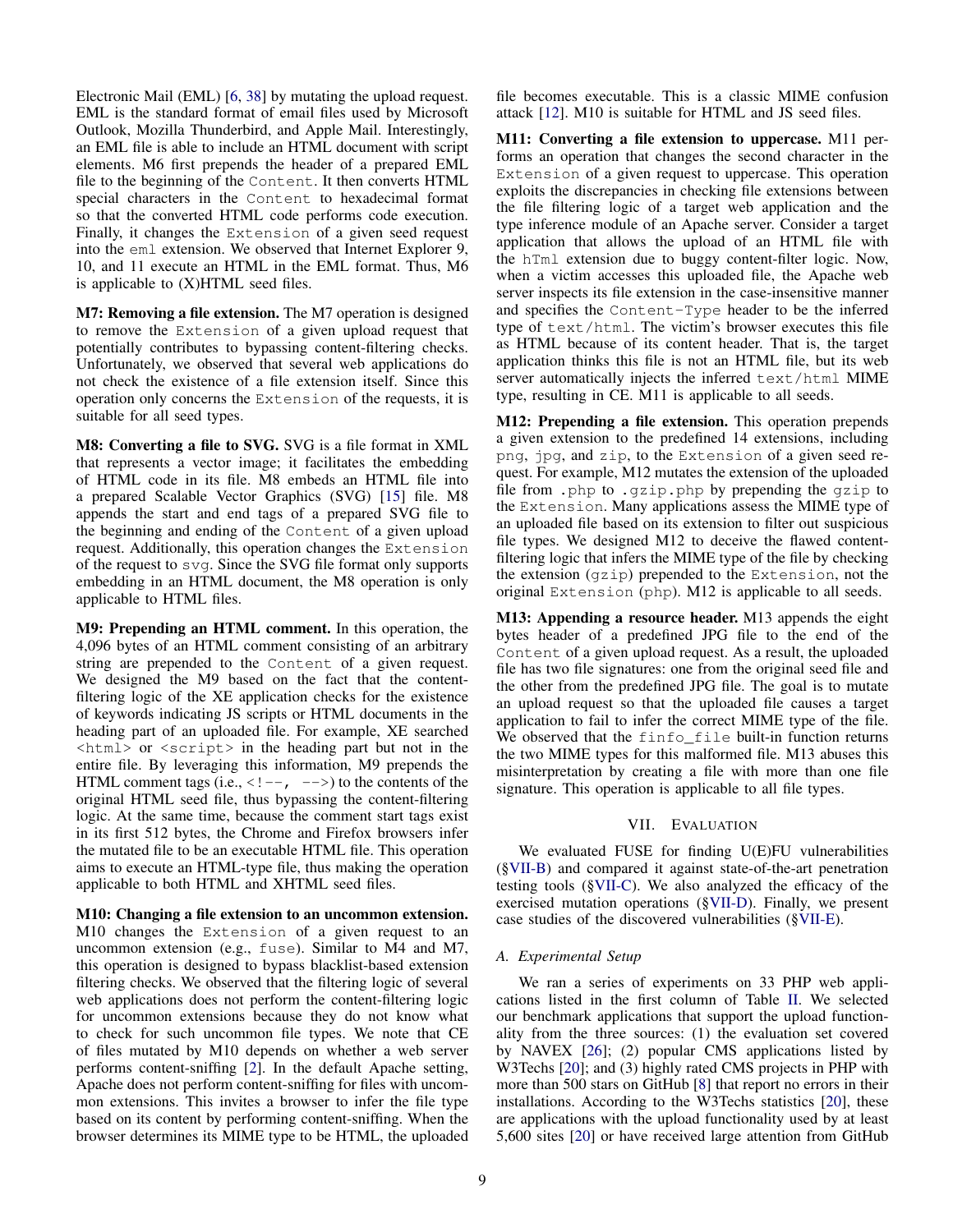Electronic Mail (EML) [6, 38] by mutating the upload request. EML is the standard format of email files used by Microsoft Outlook, Mozilla Thunderbird, and Apple Mail. Interestingly, an EML file is able to include an HTML document with script elements. M6 first prepends the header of a prepared EML file to the beginning of the `Content`. It then converts HTML special characters in the `Content` to hexadecimal format so that the converted HTML code performs code execution. Finally, it changes the `Extension` of a given seed request into the `eml` extension. We observed that Internet Explorer 9, 10, and 11 execute an HTML in the EML format. Thus, M6 is applicable to (X)HTML seed files.

**M7: Removing a file extension.** The M7 operation is designed to remove the `Extension` of a given upload request that potentially contributes to bypassing content-filtering checks. Unfortunately, we observed that several web applications do not check the existence of a file extension itself. Since this operation only concerns the `Extension` of the requests, it is suitable for all seed types.

**M8: Converting a file to SVG.** SVG is a file format in XML that represents a vector image; it facilitates the embedding of HTML code in its file. M8 embeds an HTML file into a prepared Scalable Vector Graphics (SVG) [15] file. M8 appends the start and end tags of a prepared SVG file to the beginning and ending of the `Content` of a given upload request. Additionally, this operation changes the `Extension` of the request to `svg`. Since the SVG file format only supports embedding in an HTML document, the M8 operation is only applicable to HTML files.

**M9: Prepending an HTML comment.** In this operation, the 4,096 bytes of an HTML comment consisting of an arbitrary string are prepended to the `Content` of a given request. We designed the M9 based on the fact that the content-filtering logic of the XE application checks for the existence of keywords indicating JS scripts or HTML documents in the heading part of an uploaded file. For example, XE searched `<html>` or `<script>` in the heading part but not in the entire file. By leveraging this information, M9 prepends the HTML comment tags (i.e., `<!--`, `-->`) to the contents of the original HTML seed file, thus bypassing the content-filtering logic. At the same time, because the comment start tags exist in its first 512 bytes, the Chrome and Firefox browsers infer the mutated file to be an executable HTML file. This operation aims to execute an HTML-type file, thus making the operation applicable to both HTML and XHTML seed files.

**M10: Changing a file extension to an uncommon extension.** M10 changes the `Extension` of a given request to an uncommon extension (e.g., `fuse`). Similar to M4 and M7, this operation is designed to bypass blacklist-based extension filtering checks. We observed that the filtering logic of several web applications does not perform the content-filtering logic for uncommon extensions because they do not know what to check for such uncommon file types. We note that CE of files mutated by M10 depends on whether a web server performs content-sniffing [2]. In the default Apache setting, Apache does not perform content-sniffing for files with uncommon extensions. This invites a browser to infer the file type based on its content by performing content-sniffing. When the browser determines its MIME type to be HTML, the uploaded file becomes executable. This is a classic MIME confusion attack [12]. M10 is suitable for HTML and JS seed files.

**M11: Converting a file extension to uppercase.** M11 performs an operation that changes the second character in the `Extension` of a given request to uppercase. This operation exploits the discrepancies in checking file extensions between the file filtering logic of a target web application and the type inference module of an Apache server. Consider a target application that allows the upload of an HTML file with the `hTml` extension due to buggy content-filter logic. Now, when a victim accesses this uploaded file, the Apache web server inspects its file extension in the case-insensitive manner and specifies the `Content-Type` header to be the inferred type of `text/html`. The victim's browser executes this file as HTML because of its content header. That is, the target application thinks this file is not an HTML file, but its web server automatically injects the inferred `text/html` MIME type, resulting in CE. M11 is applicable to all seeds.

**M12: Prepending a file extension.** This operation prepends a given extension to the predefined 14 extensions, including `png`, `jpg`, and `zip`, to the `Extension` of a given seed request. For example, M12 mutates the extension of the uploaded file from `.php` to `.gzip.php` by prepending the `gzip` to the `Extension`. Many applications assess the MIME type of an uploaded file based on its extension to filter out suspicious file types. We designed M12 to deceive the flawed content-filtering logic that infers the MIME type of the file by checking the extension (`gzip`) prepended to the `Extension`, not the original `Extension` (`php`). M12 is applicable to all seeds.

**M13: Appending a resource header.** M13 appends the eight bytes header of a predefined JPG file to the end of the `Content` of a given upload request. As a result, the uploaded file has two file signatures: one from the original seed file and the other from the predefined JPG file. The goal is to mutate an upload request so that the uploaded file causes a target application to fail to infer the correct MIME type of the file. We observed that the `finfo_file` built-in function returns the two MIME types for this malformed file. M13 abuses this misinterpretation by creating a file with more than one file signature. This operation is applicable to all file types.

## VII. Evaluation

We evaluated FUSE for finding U(E)FU vulnerabilities (§VII-B) and compared it against state-of-the-art penetration testing tools (§VII-C). We also analyzed the efficacy of the exercised mutation operations (§VII-D). Finally, we present case studies of the discovered vulnerabilities (§VII-E).

### A. Experimental Setup

We ran a series of experiments on 33 PHP web applications listed in the first column of Table II. We selected our benchmark applications that support the upload functionality from the three sources: (1) the evaluation set covered by NAVEX [26]; (2) popular CMS applications listed by W3Techs [20]; and (3) highly rated CMS projects in PHP with more than 500 stars on GitHub [8] that report no errors in their installations. According to the W3Techs statistics [20], these are applications with the upload functionality used by at least 5,600 sites [20] or have received large attention from GitHub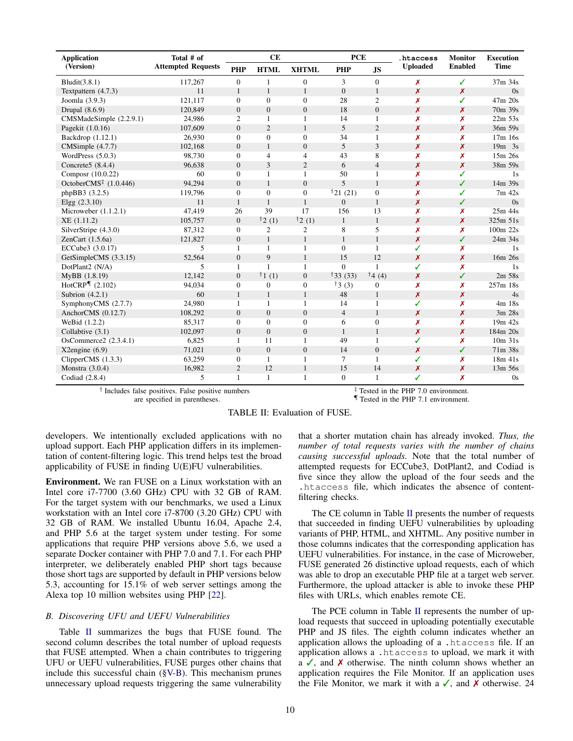| Application (Version) | Total # of Attempted Requests | CE | | | PCE | | .htaccess Uploaded | Monitor Enabled | Execution Time |
|---|---|---|---|---|---|---|---|---|---|
| | | PHP | HTML | XHTML | PHP | JS | | | |
| Bludit(3.8.1) | 117,267 | 0 | 1 | 0 | 3 | 0 | ✗ | ✓ | 37m 34s |
| Textpattern (4.7.3) | 11 | 1 | 1 | 1 | 0 | 1 | ✗ | ✗ | 0s |
| Joomla (3.9.3) | 121,117 | 0 | 0 | 0 | 28 | 2 | ✗ | ✓ | 47m 20s |
| Drupal (8.6.9) | 120,849 | 0 | 0 | 0 | 18 | 0 | ✗ | ✗ | 70m 39s |
| CMSMadeSimple (2.2.9.1) | 24,986 | 2 | 1 | 1 | 14 | 1 | ✗ | ✗ | 22m 53s |
| Pagekit (1.0.16) | 107,609 | 0 | 2 | 1 | 5 | 2 | ✗ | ✗ | 36m 59s |
| Backdrop (1.12.1) | 26,930 | 0 | 0 | 0 | 34 | 1 | ✗ | ✗ | 17m 16s |
| CMSimple (4.7.7) | 102,168 | 0 | 1 | 0 | 5 | 3 | ✗ | ✗ | 19m 3s |
| WordPress (5.0.3) | 98,730 | 0 | 4 | 4 | 43 | 8 | ✗ | ✗ | 15m 26s |
| Concrete5 (8.4.4) | 96,638 | 0 | 3 | 2 | 6 | 4 | ✗ | ✗ | 38m 59s |
| Composr (10.0.22) | 60 | 0 | 1 | 1 | 50 | 1 | ✗ | ✓ | 1s |
| OctoberCMS‡ (1.0.446) | 94,294 | 0 | 1 | 0 | 5 | 1 | ✗ | ✓ | 14m 39s |
| phpBB3 (3.2.5) | 119,796 | 0 | 0 | 0 | †21 (21) | 0 | ✗ | ✓ | 7m 42s |
| Elgg (2.3.10) | 11 | 1 | 1 | 1 | 0 | 1 | ✗ | ✓ | 0s |
| Microweber (1.1.2.1) | 47,419 | 26 | 39 | 17 | 156 | 13 | ✗ | ✗ | 25m 44s |
| XE (1.11.2) | 105,757 | 0 | †2 (1) | †2 (1) | 1 | 1 | ✗ | ✗ | 325m 51s |
| SilverStripe (4.3.0) | 87,312 | 0 | 2 | 2 | 8 | 5 | ✗ | ✗ | 100m 22s |
| ZenCart (1.5.6a) | 121,827 | 0 | 1 | 1 | 1 | 1 | ✗ | ✓ | 24m 34s |
| ECCube3 (3.0.17) | 5 | 1 | 1 | 1 | 0 | 1 | ✓ | ✗ | 1s |
| GetSimpleCMS (3.3.15) | 52,564 | 0 | 9 | 1 | 15 | 12 | ✗ | ✗ | 16m 26s |
| DotPlant2 (N/A) | 5 | 1 | 1 | 1 | 0 | 1 | ✓ | ✗ | 1s |
| MyBB (1.8.19) | 12,142 | 0 | †1 (1) | 0 | †33 (33) | †4 (4) | ✗ | ✓ | 2m 58s |
| HotCRP¶ (2.102) | 94,034 | 0 | 0 | 0 | †3 (3) | 0 | ✗ | ✗ | 257m 18s |
| Subrion (4.2.1) | 60 | 1 | 1 | 1 | 48 | 1 | ✗ | ✗ | 4s |
| SymphonyCMS (2.7.7) | 24,980 | 1 | 1 | 1 | 14 | 1 | ✓ | ✗ | 4m 18s |
| AnchorCMS (0.12.7) | 108,292 | 0 | 0 | 0 | 4 | 1 | ✗ | ✗ | 3m 28s |
| WeBid (1.2.2) | 85,317 | 0 | 0 | 0 | 6 | 0 | ✗ | ✗ | 19m 42s |
| Collabtive (3.1) | 102,097 | 0 | 0 | 0 | 1 | 1 | ✗ | ✗ | 184m 20s |
| OsCommerce2 (2.3.4.1) | 6,825 | 1 | 11 | 1 | 49 | 1 | ✓ | ✗ | 10m 31s |
| X2engine (6.9) | 71,021 | 0 | 0 | 0 | 14 | 0 | ✗ | ✓ | 71m 38s |
| ClipperCMS (1.3.3) | 63,259 | 0 | 1 | 1 | 7 | 1 | ✓ | ✗ | 18m 41s |
| Monstra (3.0.4) | 16,982 | 2 | 12 | 1 | 15 | 14 | ✗ | ✗ | 13m 56s |
| Codiad (2.8.4) | 5 | 1 | 1 | 1 | 0 | 1 | ✓ | ✗ | 0s |

† Includes false positives. False positive numbers are specified in parentheses.
‡ Tested in the PHP 7.0 environment.
¶ Tested in the PHP 7.1 environment.

TABLE II: Evaluation of FUSE.

developers. We intentionally excluded applications with no upload support. Each PHP application differs in its implementation of content-filtering logic. This trend helps test the broad applicability of FUSE in finding U(E)FU vulnerabilities.

**Environment.** We ran FUSE on a Linux workstation with an Intel core i7-7700 (3.60 GHz) CPU with 32 GB of RAM. For the target system with our benchmarks, we used a Linux workstation with an Intel core i7-8700 (3.20 GHz) CPU with 32 GB of RAM. We installed Ubuntu 16.04, Apache 2.4, and PHP 5.6 at the target system under testing. For some applications that require PHP versions above 5.6, we used a separate Docker container with PHP 7.0 and 7.1. For each PHP interpreter, we deliberately enabled PHP short tags because those short tags are supported by default in PHP versions below 5.3, accounting for 15.1% of web server settings among the Alexa top 10 million websites using PHP [22].

### B. Discovering UFU and UEFU Vulnerabilities

Table II summarizes the bugs that FUSE found. The second column describes the total number of upload requests that FUSE attempted. When a chain contributes to triggering UFU or UEFU vulnerabilities, FUSE purges other chains that include this successful chain (§V-B). This mechanism prunes unnecessary upload requests triggering the same vulnerability that a shorter mutation chain has already invoked. *Thus, the number of total requests varies with the number of chains causing successful uploads.* Note that the total number of attempted requests for ECCube3, DotPlant2, and Codiad is five since they allow the upload of the four seeds and the `.htaccess` file, which indicates the absence of content-filtering checks.

The CE column in Table II presents the number of requests that succeeded in finding UEFU vulnerabilities by uploading variants of PHP, HTML, and XHTML. Any positive number in those columns indicates that the corresponding application has UEFU vulnerabilities. For instance, in the case of Microweber, FUSE generated 26 distinctive upload requests, each of which was able to drop an executable PHP file at a target web server. Furthermore, the upload attacker is able to invoke these PHP files with URLs, which enables remote CE.

The PCE column in Table II represents the number of upload requests that succeed in uploading potentially executable PHP and JS files. The eighth column indicates whether an application allows the uploading of a `.htaccess` file. If an application allows a `.htaccess` to upload, we mark it with a ✓, and ✗ otherwise. The ninth column shows whether an application requires the File Monitor. If an application uses the File Monitor, we mark it with a ✓, and ✗ otherwise. 24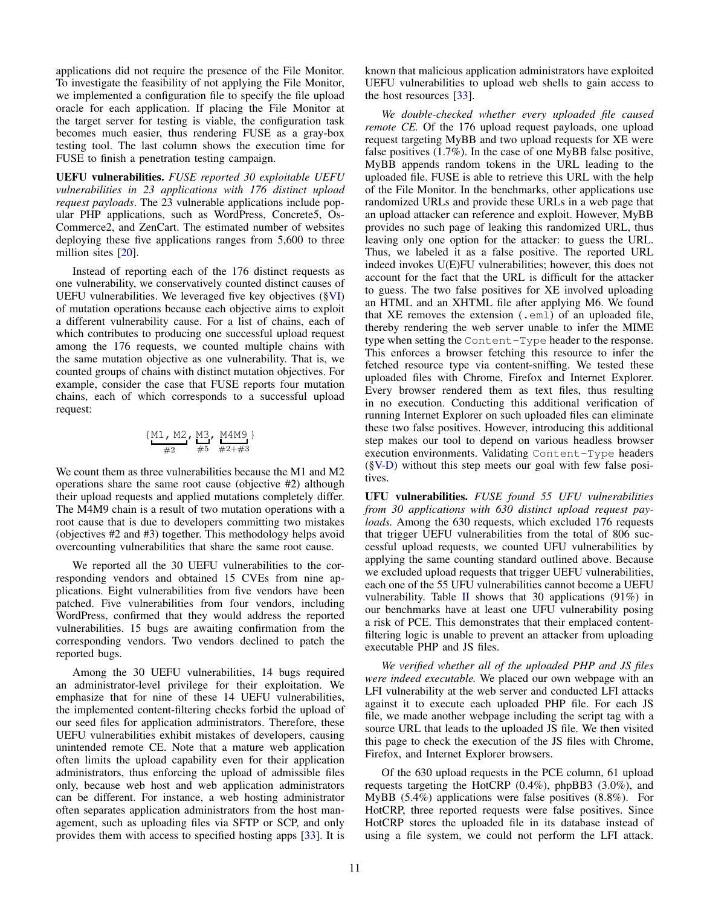applications did not require the presence of the File Monitor. To investigate the feasibility of not applying the File Monitor, we implemented a configuration file to specify the file upload oracle for each application. If placing the File Monitor at the target server for testing is viable, the configuration task becomes much easier, thus rendering FUSE as a gray-box testing tool. The last column shows the execution time for FUSE to finish a penetration testing campaign.

**UEFU vulnerabilities.** *FUSE reported 30 exploitable UEFU vulnerabilities in 23 applications with 176 distinct upload request payloads*. The 23 vulnerable applications include popular PHP applications, such as WordPress, Concrete5, OsCommerce2, and ZenCart. The estimated number of websites deploying these five applications ranges from 5,600 to three million sites [20].

Instead of reporting each of the 176 distinct requests as one vulnerability, we conservatively counted distinct causes of UEFU vulnerabilities. We leveraged five key objectives (§VI) of mutation operations because each objective aims to exploit a different vulnerability cause. For a list of chains, each of which contributes to producing one successful upload request among the 176 requests, we counted multiple chains with the same mutation objective as one vulnerability. That is, we counted groups of chains with distinct mutation objectives. For example, consider the case that FUSE reports four mutation chains, each of which corresponds to a successful upload request:

$$\{\underbrace{\texttt{M1, M2}}_{\#2}, \underbrace{\texttt{M3}}_{\#5}, \underbrace{\texttt{M4M9}}_{\#2+\#3}\}$$

We count them as three vulnerabilities because the M1 and M2 operations share the same root cause (objective #2) although their upload requests and applied mutations completely differ. The M4M9 chain is a result of two mutation operations with a root cause that is due to developers committing two mistakes (objectives #2 and #3) together. This methodology helps avoid overcounting vulnerabilities that share the same root cause.

We reported all the 30 UEFU vulnerabilities to the corresponding vendors and obtained 15 CVEs from nine applications. Eight vulnerabilities from five vendors have been patched. Five vulnerabilities from four vendors, including WordPress, confirmed that they would address the reported vulnerabilities. 15 bugs are awaiting confirmation from the corresponding vendors. Two vendors declined to patch the reported bugs.

Among the 30 UEFU vulnerabilities, 14 bugs required an administrator-level privilege for their exploitation. We emphasize that for nine of these 14 UEFU vulnerabilities, the implemented content-filtering checks forbid the upload of our seed files for application administrators. Therefore, these UEFU vulnerabilities exhibit mistakes of developers, causing unintended remote CE. Note that a mature web application often limits the upload capability even for their application administrators, thus enforcing the upload of admissible files only, because web host and web application administrators can be different. For instance, a web hosting administrator often separates application administrators from the host management, such as uploading files via SFTP or SCP, and only provides them with access to specified hosting apps [33]. It is known that malicious application administrators have exploited UEFU vulnerabilities to upload web shells to gain access to the host resources [33].

*We double-checked whether every uploaded file caused remote CE.* Of the 176 upload request payloads, one upload request targeting MyBB and two upload requests for XE were false positives (1.7%). In the case of one MyBB false positive, MyBB appends random tokens in the URL leading to the uploaded file. FUSE is able to retrieve this URL with the help of the File Monitor. In the benchmarks, other applications use randomized URLs and provide these URLs in a web page that an upload attacker can reference and exploit. However, MyBB provides no such page of leaking this randomized URL, thus leaving only one option for the attacker: to guess the URL. Thus, we labeled it as a false positive. The reported URL indeed invokes U(E)FU vulnerabilities; however, this does not account for the fact that the URL is difficult for the attacker to guess. The two false positives for XE involved uploading an HTML and an XHTML file after applying M6. We found that XE removes the extension (`.eml`) of an uploaded file, thereby rendering the web server unable to infer the MIME type when setting the `Content-Type` header to the response. This enforces a browser fetching this resource to infer the fetched resource type via content-sniffing. We tested these uploaded files with Chrome, Firefox and Internet Explorer. Every browser rendered them as text files, thus resulting in no execution. Conducting this additional verification of running Internet Explorer on such uploaded files can eliminate these two false positives. However, introducing this additional step makes our tool to depend on various headless browser execution environments. Validating `Content-Type` headers (§V-D) without this step meets our goal with few false positives.

**UFU vulnerabilities.** *FUSE found 55 UFU vulnerabilities from 30 applications with 630 distinct upload request payloads.* Among the 630 requests, which excluded 176 requests that trigger UEFU vulnerabilities from the total of 806 successful upload requests, we counted UFU vulnerabilities by applying the same counting standard outlined above. Because we excluded upload requests that trigger UEFU vulnerabilities, each one of the 55 UFU vulnerabilities cannot become a UEFU vulnerability. Table II shows that 30 applications (91%) in our benchmarks have at least one UFU vulnerability posing a risk of PCE. This demonstrates that their emplaced content-filtering logic is unable to prevent an attacker from uploading executable PHP and JS files.

*We verified whether all of the uploaded PHP and JS files were indeed executable.* We placed our own webpage with an LFI vulnerability at the web server and conducted LFI attacks against it to execute each uploaded PHP file. For each JS file, we made another webpage including the script tag with a source URL that leads to the uploaded JS file. We then visited this page to check the execution of the JS files with Chrome, Firefox, and Internet Explorer browsers.

Of the 630 upload requests in the PCE column, 61 upload requests targeting the HotCRP (0.4%), phpBB3 (3.0%), and MyBB (5.4%) applications were false positives (8.8%). For HotCRP, three reported requests were false positives. Since HotCRP stores the uploaded file in its database instead of using a file system, we could not perform the LFI attack.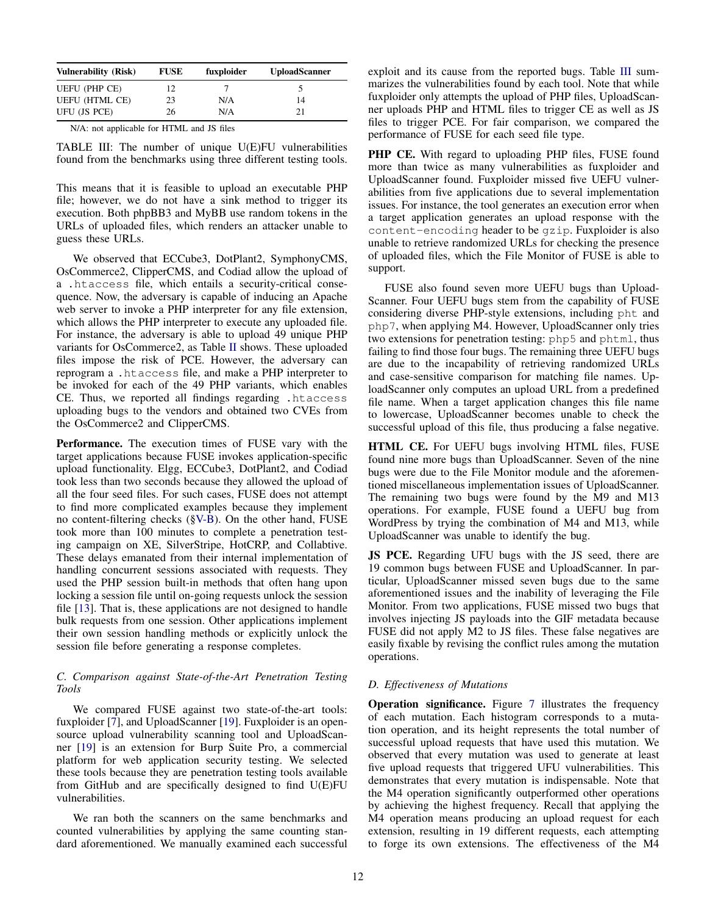| Vulnerability (Risk) | FUSE | fuxploider | UploadScanner |
| --- | --- | --- | --- |
| UEFU (PHP CE) | 12 | 7 | 5 |
| UEFU (HTML CE) | 23 | N/A | 14 |
| UFU (JS PCE) | 26 | N/A | 21 |

N/A: not applicable for HTML and JS files

TABLE III: The number of unique U(E)FU vulnerabilities found from the benchmarks using three different testing tools.

This means that it is feasible to upload an executable PHP file; however, we do not have a sink method to trigger its execution. Both phpBB3 and MyBB use random tokens in the URLs of uploaded files, which renders an attacker unable to guess these URLs.

We observed that ECCube3, DotPlant2, SymphonyCMS, OsCommerce2, ClipperCMS, and Codiad allow the upload of a `.htaccess` file, which entails a security-critical consequence. Now, the adversary is capable of inducing an Apache web server to invoke a PHP interpreter for any file extension, which allows the PHP interpreter to execute any uploaded file. For instance, the adversary is able to upload 49 unique PHP variants for OsCommerce2, as Table II shows. These uploaded files impose the risk of PCE. However, the adversary can reprogram a `.htaccess` file, and make a PHP interpreter to be invoked for each of the 49 PHP variants, which enables CE. Thus, we reported all findings regarding `.htaccess` uploading bugs to the vendors and obtained two CVEs from the OsCommerce2 and ClipperCMS.

**Performance.** The execution times of FUSE vary with the target applications because FUSE invokes application-specific upload functionality. Elgg, ECCube3, DotPlant2, and Codiad took less than two seconds because they allowed the upload of all the four seed files. For such cases, FUSE does not attempt to find more complicated examples because they implement no content-filtering checks (§V-B). On the other hand, FUSE took more than 100 minutes to complete a penetration testing campaign on XE, SilverStripe, HotCRP, and Collabtive. These delays emanated from their internal implementation of handling concurrent sessions associated with requests. They used the PHP session built-in methods that often hang upon locking a session file until on-going requests unlock the session file [13]. That is, these applications are not designed to handle bulk requests from one session. Other applications implement their own session handling methods or explicitly unlock the session file before generating a response completes.

### C. Comparison against State-of-the-Art Penetration Testing Tools

We compared FUSE against two state-of-the-art tools: fuxploider [7], and UploadScanner [19]. Fuxploider is an open-source upload vulnerability scanning tool and UploadScanner [19] is an extension for Burp Suite Pro, a commercial platform for web application security testing. We selected these tools because they are penetration testing tools available from GitHub and are specifically designed to find U(E)FU vulnerabilities.

We ran both the scanners on the same benchmarks and counted vulnerabilities by applying the same counting standard aforementioned. We manually examined each successful exploit and its cause from the reported bugs. Table III summarizes the vulnerabilities found by each tool. Note that while fuxploider only attempts the upload of PHP files, UploadScanner uploads PHP and HTML files to trigger CE as well as JS files to trigger PCE. For fair comparison, we compared the performance of FUSE for each seed file type.

**PHP CE.** With regard to uploading PHP files, FUSE found more than twice as many vulnerabilities as fuxploider and UploadScanner found. Fuxploider missed five UEFU vulnerabilities from five applications due to several implementation issues. For instance, the tool generates an execution error when a target application generates an upload response with the `content-encoding` header to be `gzip`. Fuxploider is also unable to retrieve randomized URLs for checking the presence of uploaded files, which the File Monitor of FUSE is able to support.

FUSE also found seven more UEFU bugs than UploadScanner. Four UEFU bugs stem from the capability of FUSE considering diverse PHP-style extensions, including `pht` and `php7`, when applying M4. However, UploadScanner only tries two extensions for penetration testing: `php5` and `phtml`, thus failing to find those four bugs. The remaining three UEFU bugs are due to the incapability of retrieving randomized URLs and case-sensitive comparison for matching file names. UploadScanner only computes an upload URL from a predefined file name. When a target application changes this file name to lowercase, UploadScanner becomes unable to check the successful upload of this file, thus producing a false negative.

**HTML CE.** For UEFU bugs involving HTML files, FUSE found nine more bugs than UploadScanner. Seven of the nine bugs were due to the File Monitor module and the aforementioned miscellaneous implementation issues of UploadScanner. The remaining two bugs were found by the M9 and M13 operations. For example, FUSE found a UEFU bug from WordPress by trying the combination of M4 and M13, while UploadScanner was unable to identify the bug.

**JS PCE.** Regarding UFU bugs with the JS seed, there are 19 common bugs between FUSE and UploadScanner. In particular, UploadScanner missed seven bugs due to the same aforementioned issues and the inability of leveraging the File Monitor. From two applications, FUSE missed two bugs that involves injecting JS payloads into the GIF metadata because FUSE did not apply M2 to JS files. These false negatives are easily fixable by revising the conflict rules among the mutation operations.

### D. Effectiveness of Mutations

**Operation significance.** Figure 7 illustrates the frequency of each mutation. Each histogram corresponds to a mutation operation, and its height represents the total number of successful upload requests that have used this mutation. We observed that every mutation was used to generate at least five upload requests that triggered UFU vulnerabilities. This demonstrates that every mutation is indispensable. Note that the M4 operation significantly outperformed other operations by achieving the highest frequency. Recall that applying the M4 operation means producing an upload request for each extension, resulting in 19 different requests, each attempting to forge its own extensions. The effectiveness of the M4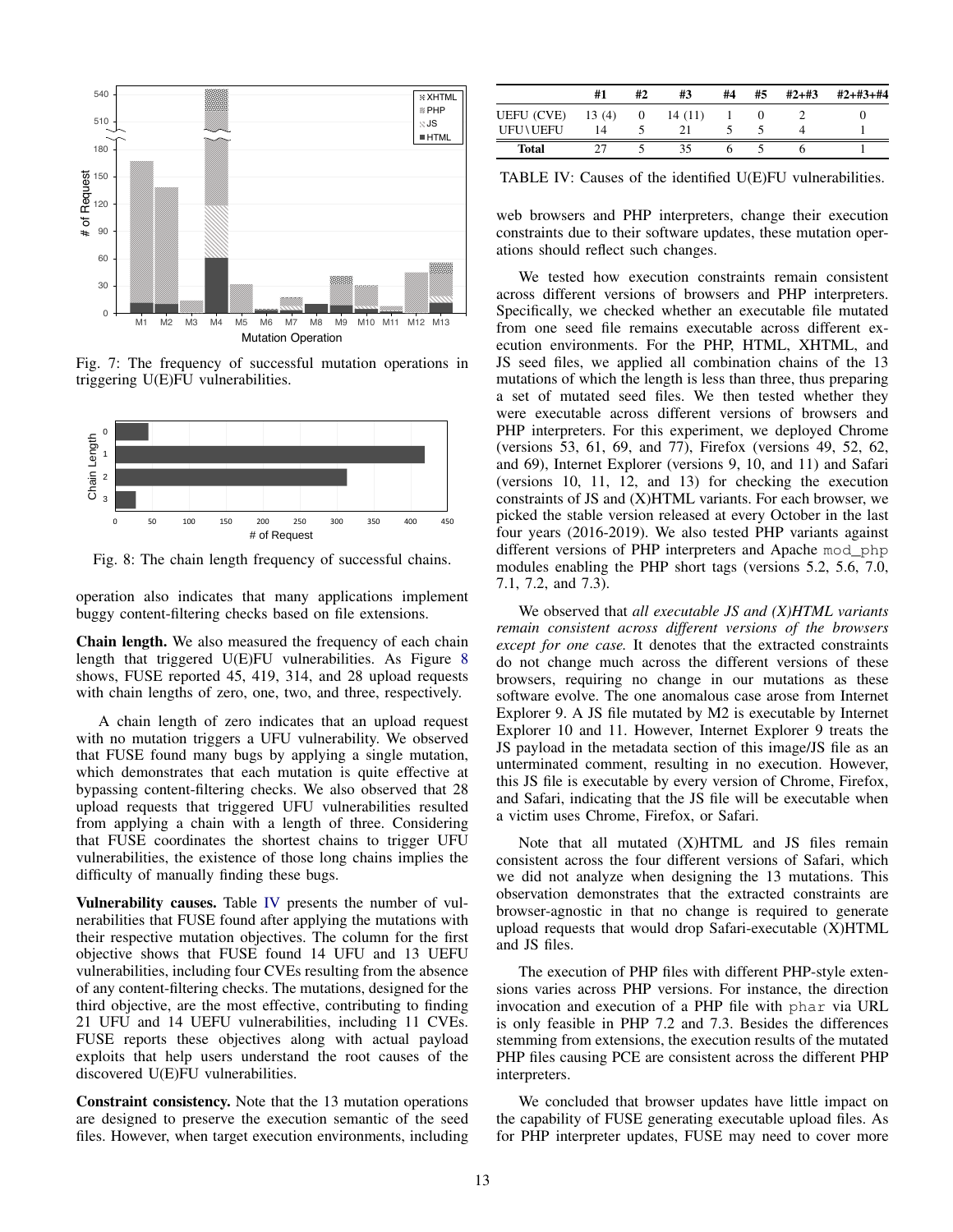Fig. 7: The frequency of successful mutation operations in triggering U(E)FU vulnerabilities.

Fig. 8: The chain length frequency of successful chains.

operation also indicates that many applications implement buggy content-filtering checks based on file extensions.

**Chain length.** We also measured the frequency of each chain length that triggered U(E)FU vulnerabilities. As Figure 8 shows, FUSE reported 45, 419, 314, and 28 upload requests with chain lengths of zero, one, two, and three, respectively.

A chain length of zero indicates that an upload request with no mutation triggers a UFU vulnerability. We observed that FUSE found many bugs by applying a single mutation, which demonstrates that each mutation is quite effective at bypassing content-filtering checks. We also observed that 28 upload requests that triggered UFU vulnerabilities resulted from applying a chain with a length of three. Considering that FUSE coordinates the shortest chains to trigger UFU vulnerabilities, the existence of those long chains implies the difficulty of manually finding these bugs.

**Vulnerability causes.** Table IV presents the number of vulnerabilities that FUSE found after applying the mutations with their respective mutation objectives. The column for the first objective shows that FUSE found 14 UFU and 13 UEFU vulnerabilities, including four CVEs resulting from the absence of any content-filtering checks. The mutations, designed for the third objective, are the most effective, contributing to finding 21 UFU and 14 UEFU vulnerabilities, including 11 CVEs. FUSE reports these objectives along with actual payload exploits that help users understand the root causes of the discovered U(E)FU vulnerabilities.

**Constraint consistency.** Note that the 13 mutation operations are designed to preserve the execution semantic of the seed files. However, when target execution environments, including web browsers and PHP interpreters, change their execution constraints due to their software updates, these mutation operations should reflect such changes.

| | #1 | #2 | #3 | #4 | #5 | #2+#3 | #2+#3+#4 |
|---|---|---|---|---|---|---|---|
| UEFU (CVE) | 13 (4) | 0 | 14 (11) | 1 | 0 | 2 | 0 |
| UFU\UEFU | 14 | 5 | 21 | 5 | 5 | 4 | 1 |
| **Total** | 27 | 5 | 35 | 6 | 5 | 6 | 1 |

TABLE IV: Causes of the identified U(E)FU vulnerabilities.

We tested how execution constraints remain consistent across different versions of browsers and PHP interpreters. Specifically, we checked whether an executable file mutated from one seed file remains executable across different execution environments. For the PHP, HTML, XHTML, and JS seed files, we applied all combination chains of the 13 mutations of which the length is less than three, thus preparing a set of mutated seed files. We then tested whether they were executable across different versions of browsers and PHP interpreters. For this experiment, we deployed Chrome (versions 53, 61, 69, and 77), Firefox (versions 49, 52, 62, and 69), Internet Explorer (versions 9, 10, and 11) and Safari (versions 10, 11, 12, and 13) for checking the execution constraints of JS and (X)HTML variants. For each browser, we picked the stable version released at every October in the last four years (2016-2019). We also tested PHP variants against different versions of PHP interpreters and Apache `mod_php` modules enabling the PHP short tags (versions 5.2, 5.6, 7.0, 7.1, 7.2, and 7.3).

We observed that *all executable JS and (X)HTML variants remain consistent across different versions of the browsers except for one case.* It denotes that the extracted constraints do not change much across the different versions of these browsers, requiring no change in our mutations as these software evolve. The only anomalous case arose from Internet Explorer 9. A JS file mutated by M2 is executable by Internet Explorer 10 and 11. However, Internet Explorer 9 treats the JS payload in the metadata section of this image/JS file as an unterminated comment, resulting in no execution. However, this JS file is executable by every version of Chrome, Firefox, and Safari, indicating that the JS file will be executable when a victim uses Chrome, Firefox, or Safari.

Note that all mutated (X)HTML and JS files remain consistent across the four different versions of Safari, which we did not analyze when designing the 13 mutations. This observation demonstrates that the extracted constraints are browser-agnostic in that no change is required to generate upload requests that would drop Safari-executable (X)HTML and JS files.

The execution of PHP files with different PHP-style extensions varies across PHP versions. For instance, the direction invocation and execution of a PHP file with `phar` via URL is only feasible in PHP 7.2 and 7.3. Besides the differences stemming from extensions, the execution results of the mutated PHP files causing PCE are consistent across the different PHP interpreters.

We concluded that browser updates have little impact on the capability of FUSE generating executable upload files. As for PHP interpreter updates, FUSE may need to cover more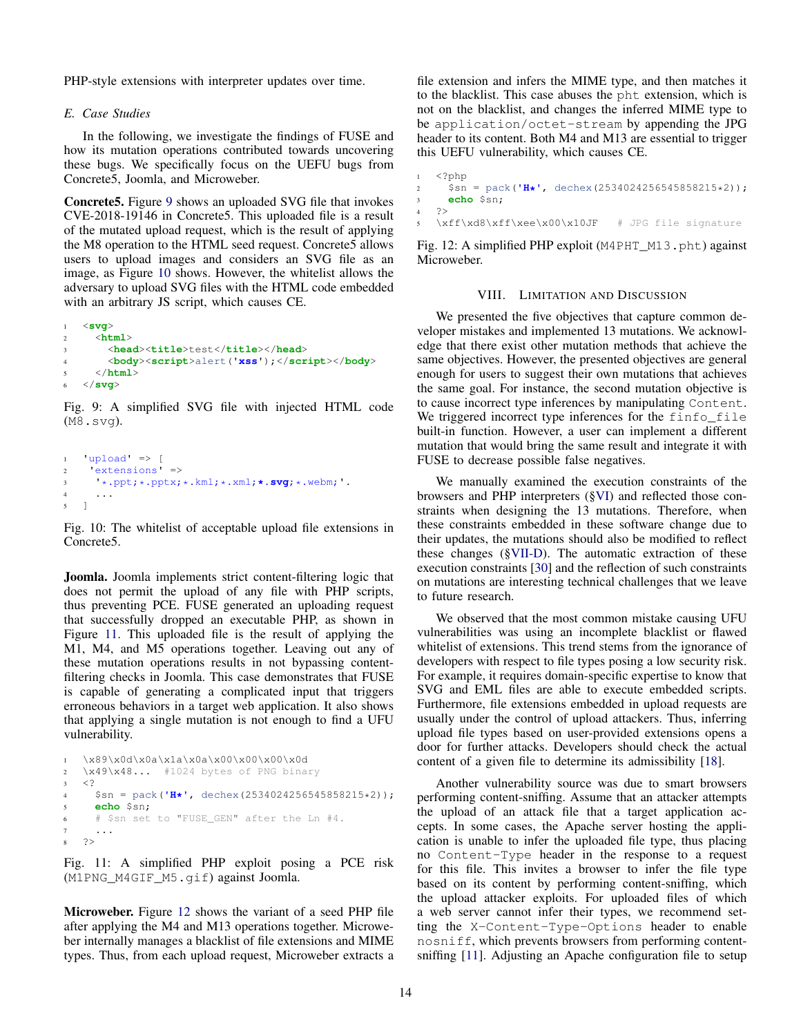PHP-style extensions with interpreter updates over time.

### E. Case Studies

In the following, we investigate the findings of FUSE and how its mutation operations contributed towards uncovering these bugs. We specifically focus on the UEFU bugs from Concrete5, Joomla, and Microweber.

**Concrete5.** Figure 9 shows an uploaded SVG file that invokes CVE-2018-19146 in Concrete5. This uploaded file is a result of the mutated upload request, which is the result of applying the M8 operation to the HTML seed request. Concrete5 allows users to upload images and considers an SVG file as an image, as Figure 10 shows. However, the whitelist allows the adversary to upload SVG files with the HTML code embedded with an arbitrary JS script, which causes CE.

```
1  <svg>
2    <html>
3      <head><title>test</title></head>
4      <body><script>alert('xss');</script></body>
5    </html>
6  </svg>
```

Fig. 9: A simplified SVG file with injected HTML code (M8.svg).

```
1  'upload' => [
2   'extensions' =>
3    '*.ppt;*.pptx;*.kml;*.xml;*.svg;*.webm;'.
4    ...
5  ]
```

Fig. 10: The whitelist of acceptable upload file extensions in Concrete5.

**Joomla.** Joomla implements strict content-filtering logic that does not permit the upload of any file with PHP scripts, thus preventing PCE. FUSE generated an uploading request that successfully dropped an executable PHP, as shown in Figure 11. This uploaded file is the result of applying the M1, M4, and M5 operations together. Leaving out any of these mutation operations results in not bypassing content-filtering checks in Joomla. This case demonstrates that FUSE is capable of generating a complicated input that triggers erroneous behaviors in a target web application. It also shows that applying a single mutation is not enough to find a UFU vulnerability.

```
1  \x89\x0d\x0a\x1a\x0a\x00\x00\x00\x0d
2  \x49\x48...  #1024 bytes of PNG binary
3  <?
4    $sn = pack('H*', dechex(2534024256545858215*2));
5    echo $sn;
6    # $sn set to "FUSE_GEN" after the Ln #4.
7    ...
8  ?>
```

Fig. 11: A simplified PHP exploit posing a PCE risk (M1PNG_M4GIF_M5.gif) against Joomla.

**Microweber.** Figure 12 shows the variant of a seed PHP file after applying the M4 and M13 operations together. Microweber internally manages a blacklist of file extensions and MIME types. Thus, from each upload request, Microweber extracts a file extension and infers the MIME type, and then matches it to the blacklist. This case abuses the pht extension, which is not on the blacklist, and changes the inferred MIME type to be application/octet-stream by appending the JPG header to its content. Both M4 and M13 are essential to trigger this UEFU vulnerability, which causes CE.

```
1  <?php
2    $sn = pack('H*', dechex(2534024256545858215*2));
3    echo $sn;
4  ?>
5  \xff\xd8\xff\xee\x00\x10JF   # JPG file signature
```

Fig. 12: A simplified PHP exploit (M4PHT_M13.pht) against Microweber.

## VIII. Limitation and Discussion

We presented the five objectives that capture common developer mistakes and implemented 13 mutations. We acknowledge that there exist other mutation methods that achieve the same objectives. However, the presented objectives are general enough for users to suggest their own mutations that achieves the same goal. For instance, the second mutation objective is to cause incorrect type inferences by manipulating Content. We triggered incorrect type inferences for the finfo_file built-in function. However, a user can implement a different mutation that would bring the same result and integrate it with FUSE to decrease possible false negatives.

We manually examined the execution constraints of the browsers and PHP interpreters (§VI) and reflected those constraints when designing the 13 mutations. Therefore, when these constraints embedded in these software change due to their updates, the mutations should also be modified to reflect these changes (§VII-D). The automatic extraction of these execution constraints [30] and the reflection of such constraints on mutations are interesting technical challenges that we leave to future research.

We observed that the most common mistake causing UFU vulnerabilities was using an incomplete blacklist or flawed whitelist of extensions. This trend stems from the ignorance of developers with respect to file types posing a low security risk. For example, it requires domain-specific expertise to know that SVG and EML files are able to execute embedded scripts. Furthermore, file extensions embedded in upload requests are usually under the control of upload attackers. Thus, inferring upload file types based on user-provided extensions opens a door for further attacks. Developers should check the actual content of a given file to determine its admissibility [18].

Another vulnerability source was due to smart browsers performing content-sniffing. Assume that an attacker attempts the upload of an attack file that a target application accepts. In some cases, the Apache server hosting the application is unable to infer the uploaded file type, thus placing no Content-Type header in the response to a request for this file. This invites a browser to infer the file type based on its content by performing content-sniffing, which the upload attacker exploits. For uploaded files of which a web server cannot infer their types, we recommend setting the X-Content-Type-Options header to enable nosniff, which prevents browsers from performing content-sniffing [11]. Adjusting an Apache configuration file to setup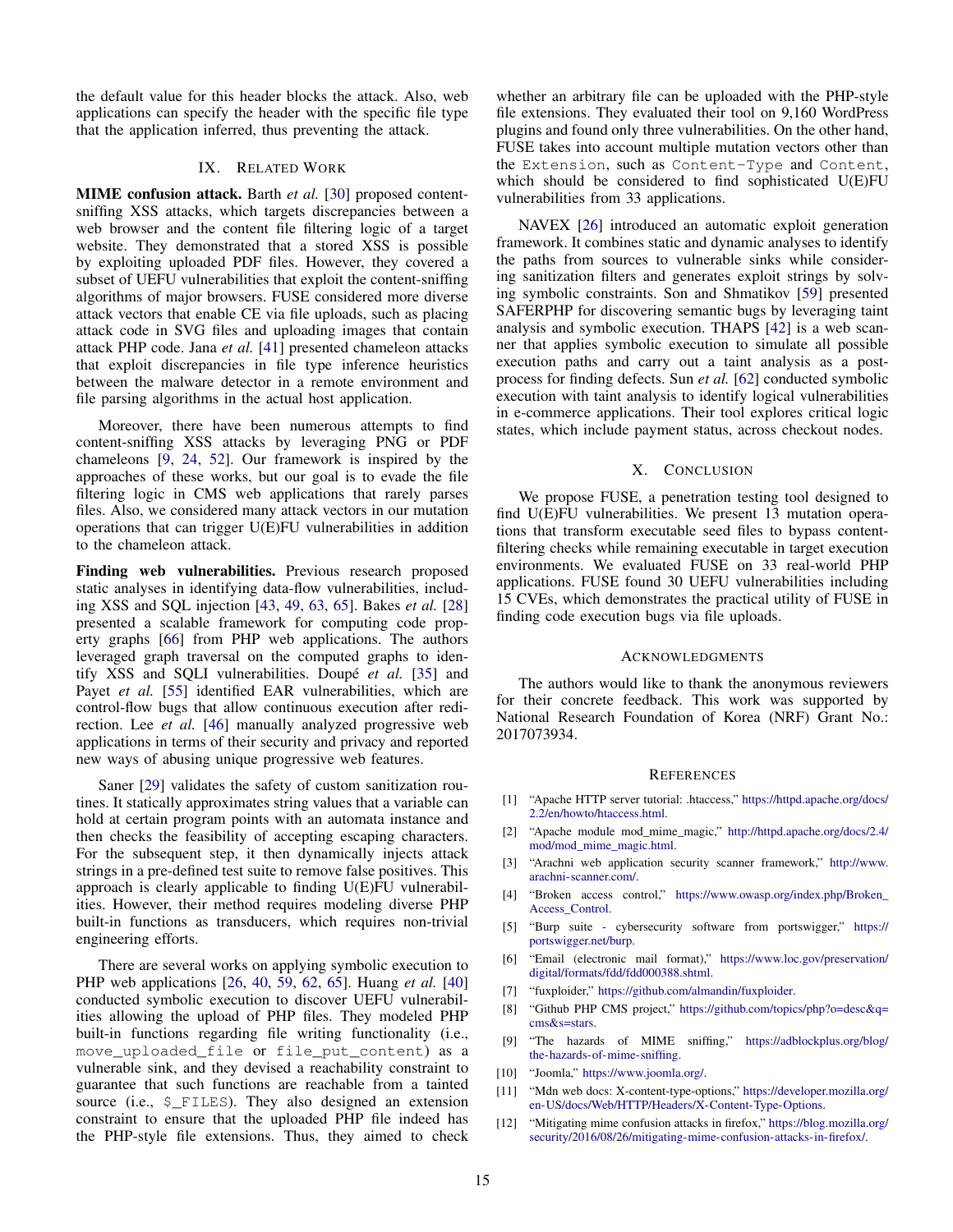the default value for this header blocks the attack. Also, web applications can specify the header with the specific file type that the application inferred, thus preventing the attack.

## IX. Related Work

**MIME confusion attack.** Barth *et al.* [30] proposed content-sniffing XSS attacks, which targets discrepancies between a web browser and the content file filtering logic of a target website. They demonstrated that a stored XSS is possible by exploiting uploaded PDF files. However, they covered a subset of UEFU vulnerabilities that exploit the content-sniffing algorithms of major browsers. FUSE considered more diverse attack vectors that enable CE via file uploads, such as placing attack code in SVG files and uploading images that contain attack PHP code. Jana *et al.* [41] presented chameleon attacks that exploit discrepancies in file type inference heuristics between the malware detector in a remote environment and file parsing algorithms in the actual host application.

Moreover, there have been numerous attempts to find content-sniffing XSS attacks by leveraging PNG or PDF chameleons [9, 24, 52]. Our framework is inspired by the approaches of these works, but our goal is to evade the file filtering logic in CMS web applications that rarely parses files. Also, we considered many attack vectors in our mutation operations that can trigger U(E)FU vulnerabilities in addition to the chameleon attack.

**Finding web vulnerabilities.** Previous research proposed static analyses in identifying data-flow vulnerabilities, including XSS and SQL injection [43, 49, 63, 65]. Bakes *et al.* [28] presented a scalable framework for computing code property graphs [66] from PHP web applications. The authors leveraged graph traversal on the computed graphs to identify XSS and SQLI vulnerabilities. Doupé *et al.* [35] and Payet *et al.* [55] identified EAR vulnerabilities, which are control-flow bugs that allow continuous execution after redirection. Lee *et al.* [46] manually analyzed progressive web applications in terms of their security and privacy and reported new ways of abusing unique progressive web features.

Saner [29] validates the safety of custom sanitization routines. It statically approximates string values that a variable can hold at certain program points with an automata instance and then checks the feasibility of accepting escaping characters. For the subsequent step, it then dynamically injects attack strings in a pre-defined test suite to remove false positives. This approach is clearly applicable to finding U(E)FU vulnerabilities. However, their method requires modeling diverse PHP built-in functions as transducers, which requires non-trivial engineering efforts.

There are several works on applying symbolic execution to PHP web applications [26, 40, 59, 62, 65]. Huang *et al.* [40] conducted symbolic execution to discover UEFU vulnerabilities allowing the upload of PHP files. They modeled PHP built-in functions regarding file writing functionality (i.e., `move_uploaded_file` or `file_put_content`) as a vulnerable sink, and they devised a reachability constraint to guarantee that such functions are reachable from a tainted source (i.e., `$_FILES`). They also designed an extension constraint to ensure that the uploaded PHP file indeed has the PHP-style file extensions. Thus, they aimed to check whether an arbitrary file can be uploaded with the PHP-style file extensions. They evaluated their tool on 9,160 WordPress plugins and found only three vulnerabilities. On the other hand, FUSE takes into account multiple mutation vectors other than the `Extension`, such as `Content-Type` and `Content`, which should be considered to find sophisticated U(E)FU vulnerabilities from 33 applications.

NAVEX [26] introduced an automatic exploit generation framework. It combines static and dynamic analyses to identify the paths from sources to vulnerable sinks while considering sanitization filters and generates exploit strings by solving symbolic constraints. Son and Shmatikov [59] presented SAFERPHP for discovering semantic bugs by leveraging taint analysis and symbolic execution. THAPS [42] is a web scanner that applies symbolic execution to simulate all possible execution paths and carry out a taint analysis as a post-process for finding defects. Sun *et al.* [62] conducted symbolic execution with taint analysis to identify logical vulnerabilities in e-commerce applications. Their tool explores critical logic states, which include payment status, across checkout nodes.

## X. Conclusion

We propose FUSE, a penetration testing tool designed to find U(E)FU vulnerabilities. We present 13 mutation operations that transform executable seed files to bypass content-filtering checks while remaining executable in target execution environments. We evaluated FUSE on 33 real-world PHP applications. FUSE found 30 UEFU vulnerabilities including 15 CVEs, which demonstrates the practical utility of FUSE in finding code execution bugs via file uploads.

## Acknowledgments

The authors would like to thank the anonymous reviewers for their concrete feedback. This work was supported by National Research Foundation of Korea (NRF) Grant No.: 2017073934.

## References

[1] "Apache HTTP server tutorial: .htaccess," https://httpd.apache.org/docs/2.2/en/howto/htaccess.html.

[2] "Apache module mod_mime_magic," http://httpd.apache.org/docs/2.4/mod/mod_mime_magic.html.

[3] "Arachni web application security scanner framework," http://www.arachni-scanner.com/.

[4] "Broken access control," https://www.owasp.org/index.php/Broken_Access_Control.

[5] "Burp suite - cybersecurity software from portswigger," https://portswigger.net/burp.

[6] "Email (electronic mail format)," https://www.loc.gov/preservation/digital/formats/fdd/fdd000388.shtml.

[7] "fuxploider," https://github.com/almandin/fuxploider.

[8] "Github PHP CMS project," https://github.com/topics/php?o=desc&q=cms&s=stars.

[9] "The hazards of MIME sniffing," https://adblockplus.org/blog/the-hazards-of-mime-sniffing.

[10] "Joomla," https://www.joomla.org/.

[11] "Mdn web docs: X-content-type-options," https://developer.mozilla.org/en-US/docs/Web/HTTP/Headers/X-Content-Type-Options.

[12] "Mitigating mime confusion attacks in firefox," https://blog.mozilla.org/security/2016/08/26/mitigating-mime-confusion-attacks-in-firefox/.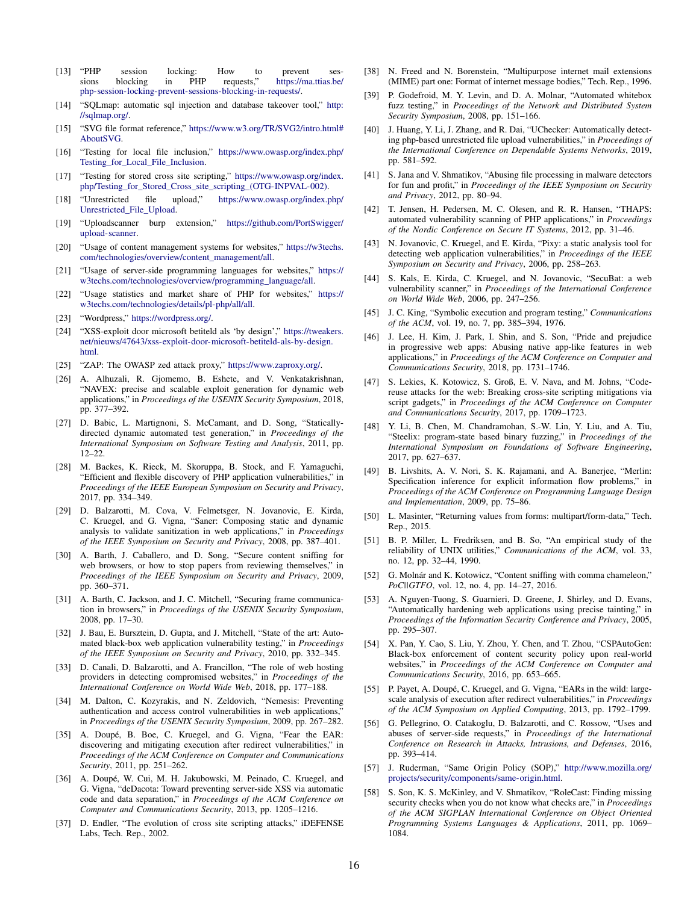[13] "PHP session locking: How to prevent sessions blocking in PHP requests," https://ma.ttias.be/php-session-locking-prevent-sessions-blocking-in-requests/.

[14] "SQLmap: automatic sql injection and database takeover tool," http://sqlmap.org/.

[15] "SVG file format reference," https://www.w3.org/TR/SVG2/intro.html#AboutSVG.

[16] "Testing for local file inclusion," https://www.owasp.org/index.php/Testing_for_Local_File_Inclusion.

[17] "Testing for stored cross site scripting," https://www.owasp.org/index.php/Testing_for_Stored_Cross_site_scripting_(OTG-INPVAL-002).

[18] "Unrestricted file upload," https://www.owasp.org/index.php/Unrestricted_File_Upload.

[19] "Uploadscanner burp extension," https://github.com/PortSwigger/upload-scanner.

[20] "Usage of content management systems for websites," https://w3techs.com/technologies/overview/content_management/all.

[21] "Usage of server-side programming languages for websites," https://w3techs.com/technologies/overview/programming_language/all.

[22] "Usage statistics and market share of PHP for websites," https://w3techs.com/technologies/details/pl-php/all/all.

[23] "Wordpress," https://wordpress.org/.

[24] "XSS-exploit door microsoft betiteld als 'by design'," https://tweakers.net/nieuws/47643/xss-exploit-door-microsoft-betiteld-als-by-design.html.

[25] "ZAP: The OWASP zed attack proxy," https://www.zaproxy.org/.

[26] A. Alhuzali, R. Gjomemo, B. Eshete, and V. Venkatakrishnan, "NAVEX: precise and scalable exploit generation for dynamic web applications," in *Proceedings of the USENIX Security Symposium*, 2018, pp. 377–392.

[27] D. Babic, L. Martignoni, S. McCamant, and D. Song, "Statically-directed dynamic automated test generation," in *Proceedings of the International Symposium on Software Testing and Analysis*, 2011, pp. 12–22.

[28] M. Backes, K. Rieck, M. Skoruppa, B. Stock, and F. Yamaguchi, "Efficient and flexible discovery of PHP application vulnerabilities," in *Proceedings of the IEEE European Symposium on Security and Privacy*, 2017, pp. 334–349.

[29] D. Balzarotti, M. Cova, V. Felmetsger, N. Jovanovic, E. Kirda, C. Kruegel, and G. Vigna, "Saner: Composing static and dynamic analysis to validate sanitization in web applications," in *Proceedings of the IEEE Symposium on Security and Privacy*, 2008, pp. 387–401.

[30] A. Barth, J. Caballero, and D. Song, "Secure content sniffing for web browsers, or how to stop papers from reviewing themselves," in *Proceedings of the IEEE Symposium on Security and Privacy*, 2009, pp. 360–371.

[31] A. Barth, C. Jackson, and J. C. Mitchell, "Securing frame communication in browsers," in *Proceedings of the USENIX Security Symposium*, 2008, pp. 17–30.

[32] J. Bau, E. Bursztein, D. Gupta, and J. Mitchell, "State of the art: Automated black-box web application vulnerability testing," in *Proceedings of the IEEE Symposium on Security and Privacy*, 2010, pp. 332–345.

[33] D. Canali, D. Balzarotti, and A. Francillon, "The role of web hosting providers in detecting compromised websites," in *Proceedings of the International Conference on World Wide Web*, 2018, pp. 177–188.

[34] M. Dalton, C. Kozyrakis, and N. Zeldovich, "Nemesis: Preventing authentication and access control vulnerabilities in web applications," in *Proceedings of the USENIX Security Symposium*, 2009, pp. 267–282.

[35] A. Doupé, B. Boe, C. Kruegel, and G. Vigna, "Fear the EAR: discovering and mitigating execution after redirect vulnerabilities," in *Proceedings of the ACM Conference on Computer and Communications Security*, 2011, pp. 251–262.

[36] A. Doupé, W. Cui, M. H. Jakubowski, M. Peinado, C. Kruegel, and G. Vigna, "deDacota: Toward preventing server-side XSS via automatic code and data separation," in *Proceedings of the ACM Conference on Computer and Communications Security*, 2013, pp. 1205–1216.

[37] D. Endler, "The evolution of cross site scripting attacks," iDEFENSE Labs, Tech. Rep., 2002.

[38] N. Freed and N. Borenstein, "Multipurpose internet mail extensions (MIME) part one: Format of internet message bodies," Tech. Rep., 1996.

[39] P. Godefroid, M. Y. Levin, and D. A. Molnar, "Automated whitebox fuzz testing," in *Proceedings of the Network and Distributed System Security Symposium*, 2008, pp. 151–166.

[40] J. Huang, Y. Li, J. Zhang, and R. Dai, "UChecker: Automatically detecting php-based unrestricted file upload vulnerabilities," in *Proceedings of the International Conference on Dependable Systems Networks*, 2019, pp. 581–592.

[41] S. Jana and V. Shmatikov, "Abusing file processing in malware detectors for fun and profit," in *Proceedings of the IEEE Symposium on Security and Privacy*, 2012, pp. 80–94.

[42] T. Jensen, H. Pedersen, M. C. Olesen, and R. R. Hansen, "THAPS: automated vulnerability scanning of PHP applications," in *Proceedings of the Nordic Conference on Secure IT Systems*, 2012, pp. 31–46.

[43] N. Jovanovic, C. Kruegel, and E. Kirda, "Pixy: a static analysis tool for detecting web application vulnerabilities," in *Proceedings of the IEEE Symposium on Security and Privacy*, 2006, pp. 258–263.

[44] S. Kals, E. Kirda, C. Kruegel, and N. Jovanovic, "SecuBat: a web vulnerability scanner," in *Proceedings of the International Conference on World Wide Web*, 2006, pp. 247–256.

[45] J. C. King, "Symbolic execution and program testing," *Communications of the ACM*, vol. 19, no. 7, pp. 385–394, 1976.

[46] J. Lee, H. Kim, J. Park, I. Shin, and S. Son, "Pride and prejudice in progressive web apps: Abusing native app-like features in web applications," in *Proceedings of the ACM Conference on Computer and Communications Security*, 2018, pp. 1731–1746.

[47] S. Lekies, K. Kotowicz, S. Groß, E. V. Nava, and M. Johns, "Code-reuse attacks for the web: Breaking cross-site scripting mitigations via script gadgets," in *Proceedings of the ACM Conference on Computer and Communications Security*, 2017, pp. 1709–1723.

[48] Y. Li, B. Chen, M. Chandramohan, S.-W. Lin, Y. Liu, and A. Tiu, "Steelix: program-state based binary fuzzing," in *Proceedings of the International Symposium on Foundations of Software Engineering*, 2017, pp. 627–637.

[49] B. Livshits, A. V. Nori, S. K. Rajamani, and A. Banerjee, "Merlin: Specification inference for explicit information flow problems," in *Proceedings of the ACM Conference on Programming Language Design and Implementation*, 2009, pp. 75–86.

[50] L. Masinter, "Returning values from forms: multipart/form-data," Tech. Rep., 2015.

[51] B. P. Miller, L. Fredriksen, and B. So, "An empirical study of the reliability of UNIX utilities," *Communications of the ACM*, vol. 33, no. 12, pp. 32–44, 1990.

[52] G. Molnár and K. Kotowicz, "Content sniffing with comma chameleon," *PoC||GTFO*, vol. 12, no. 4, pp. 14–27, 2016.

[53] A. Nguyen-Tuong, S. Guarnieri, D. Greene, J. Shirley, and D. Evans, "Automatically hardening web applications using precise tainting," in *Proceedings of the Information Security Conference and Privacy*, 2005, pp. 295–307.

[54] X. Pan, Y. Cao, S. Liu, Y. Zhou, Y. Chen, and T. Zhou, "CSPAutoGen: Black-box enforcement of content security policy upon real-world websites," in *Proceedings of the ACM Conference on Computer and Communications Security*, 2016, pp. 653–665.

[55] P. Payet, A. Doupé, C. Kruegel, and G. Vigna, "EARs in the wild: large-scale analysis of execution after redirect vulnerabilities," in *Proceedings of the ACM Symposium on Applied Computing*, 2013, pp. 1792–1799.

[56] G. Pellegrino, O. Catakoglu, D. Balzarotti, and C. Rossow, "Uses and abuses of server-side requests," in *Proceedings of the International Conference on Research in Attacks, Intrusions, and Defenses*, 2016, pp. 393–414.

[57] J. Ruderman, "Same Origin Policy (SOP)," http://www.mozilla.org/projects/security/components/same-origin.html.

[58] S. Son, K. S. McKinley, and V. Shmatikov, "RoleCast: Finding missing security checks when you do not know what checks are," in *Proceedings of the ACM SIGPLAN International Conference on Object Oriented Programming Systems Languages & Applications*, 2011, pp. 1069–1084.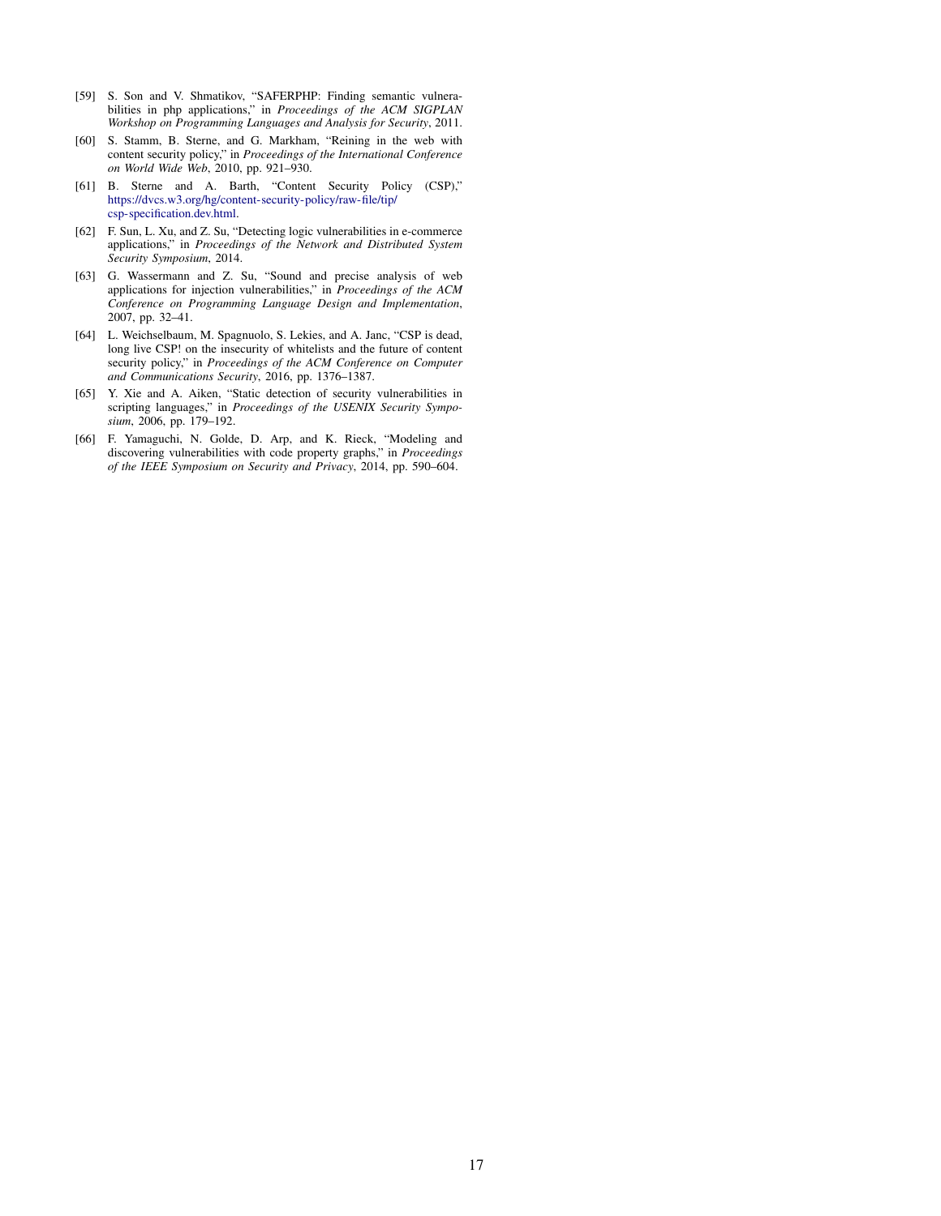[59] S. Son and V. Shmatikov, "SAFERPHP: Finding semantic vulnerabilities in php applications," in *Proceedings of the ACM SIGPLAN Workshop on Programming Languages and Analysis for Security*, 2011.

[60] S. Stamm, B. Sterne, and G. Markham, "Reining in the web with content security policy," in *Proceedings of the International Conference on World Wide Web*, 2010, pp. 921–930.

[61] B. Sterne and A. Barth, "Content Security Policy (CSP)," https://dvcs.w3.org/hg/content-security-policy/raw-file/tip/csp-specification.dev.html.

[62] F. Sun, L. Xu, and Z. Su, "Detecting logic vulnerabilities in e-commerce applications," in *Proceedings of the Network and Distributed System Security Symposium*, 2014.

[63] G. Wassermann and Z. Su, "Sound and precise analysis of web applications for injection vulnerabilities," in *Proceedings of the ACM Conference on Programming Language Design and Implementation*, 2007, pp. 32–41.

[64] L. Weichselbaum, M. Spagnuolo, S. Lekies, and A. Janc, "CSP is dead, long live CSP! on the insecurity of whitelists and the future of content security policy," in *Proceedings of the ACM Conference on Computer and Communications Security*, 2016, pp. 1376–1387.

[65] Y. Xie and A. Aiken, "Static detection of security vulnerabilities in scripting languages," in *Proceedings of the USENIX Security Symposium*, 2006, pp. 179–192.

[66] F. Yamaguchi, N. Golde, D. Arp, and K. Rieck, "Modeling and discovering vulnerabilities with code property graphs," in *Proceedings of the IEEE Symposium on Security and Privacy*, 2014, pp. 590–604.